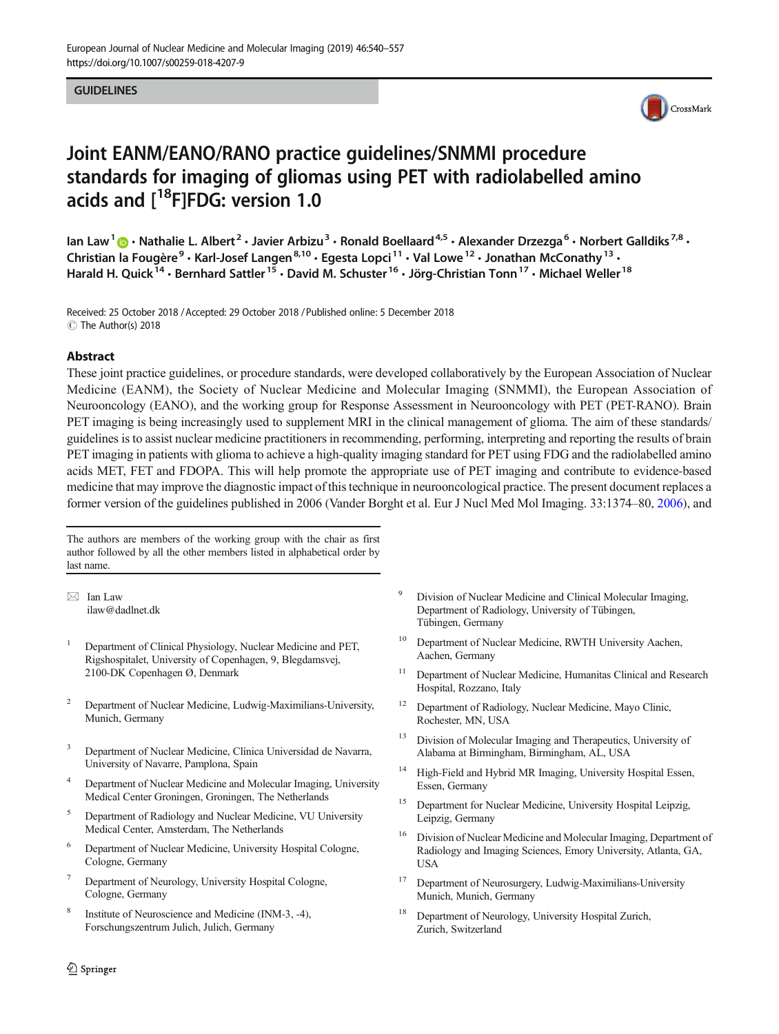GUIDELINES

# Joint EANM/EANO/RANO practice guidelines/SNMMI procedure standards for imaging of gliomas using PET with radiolabelled amino acids and [$^{18}$F]FDG: version 1.0

Ian Law[1] · Nathalie L. Albert[2] · Javier Arbizu[3] · Ronald Boellaard[4,5] · Alexander Drzezga[6] · Norbert Galldiks[7,8] · Christian la Fougère[9] · Karl-Josef Langen[8,10] · Egesta Lopci[11] · Val Lowe[12] · Jonathan McConathy[13] · Harald H. Quick[14] · Bernhard Sattler[15] · David M. Schuster[16] · Jörg-Christian Tonn[17] · Michael Weller[18]

Received: 25 October 2018 / Accepted: 29 October 2018 / Published online: 5 December 2018
© The Author(s) 2018

## Abstract

These joint practice guidelines, or procedure standards, were developed collaboratively by the European Association of Nuclear Medicine (EANM), the Society of Nuclear Medicine and Molecular Imaging (SNMMI), the European Association of Neurooncology (EANO), and the working group for Response Assessment in Neurooncology with PET (PET-RANO). Brain PET imaging is being increasingly used to supplement MRI in the clinical management of glioma. The aim of these standards/guidelines is to assist nuclear medicine practitioners in recommending, performing, interpreting and reporting the results of brain PET imaging in patients with glioma to achieve a high-quality imaging standard for PET using FDG and the radiolabelled amino acids MET, FET and FDOPA. This will help promote the appropriate use of PET imaging and contribute to evidence-based medicine that may improve the diagnostic impact of this technique in neurooncological practice. The present document replaces a former version of the guidelines published in 2006 (Vander Borght et al. Eur J Nucl Med Mol Imaging. 33:1374–80, 2006), and

The authors are members of the working group with the chair as first author followed by all the other members listed in alphabetical order by last name.

✉ Ian Law
ilaw@dadlnet.dk

1. Department of Clinical Physiology, Nuclear Medicine and PET, Rigshospitalet, University of Copenhagen, 9, Blegdamsvej, 2100-DK Copenhagen Ø, Denmark
2. Department of Nuclear Medicine, Ludwig-Maximilians-University, Munich, Germany
3. Department of Nuclear Medicine, Clínica Universidad de Navarra, University of Navarre, Pamplona, Spain
4. Department of Nuclear Medicine and Molecular Imaging, University Medical Center Groningen, Groningen, The Netherlands
5. Department of Radiology and Nuclear Medicine, VU University Medical Center, Amsterdam, The Netherlands
6. Department of Nuclear Medicine, University Hospital Cologne, Cologne, Germany
7. Department of Neurology, University Hospital Cologne, Cologne, Germany
8. Institute of Neuroscience and Medicine (INM-3, -4), Forschungszentrum Julich, Julich, Germany
9. Division of Nuclear Medicine and Clinical Molecular Imaging, Department of Radiology, University of Tübingen, Tübingen, Germany
10. Department of Nuclear Medicine, RWTH University Aachen, Aachen, Germany
11. Department of Nuclear Medicine, Humanitas Clinical and Research Hospital, Rozzano, Italy
12. Department of Radiology, Nuclear Medicine, Mayo Clinic, Rochester, MN, USA
13. Division of Molecular Imaging and Therapeutics, University of Alabama at Birmingham, Birmingham, AL, USA
14. High-Field and Hybrid MR Imaging, University Hospital Essen, Essen, Germany
15. Department for Nuclear Medicine, University Hospital Leipzig, Leipzig, Germany
16. Division of Nuclear Medicine and Molecular Imaging, Department of Radiology and Imaging Sciences, Emory University, Atlanta, GA, USA
17. Department of Neurosurgery, Ludwig-Maximilians-University Munich, Munich, Germany
18. Department of Neurology, University Hospital Zurich, Zurich, Switzerland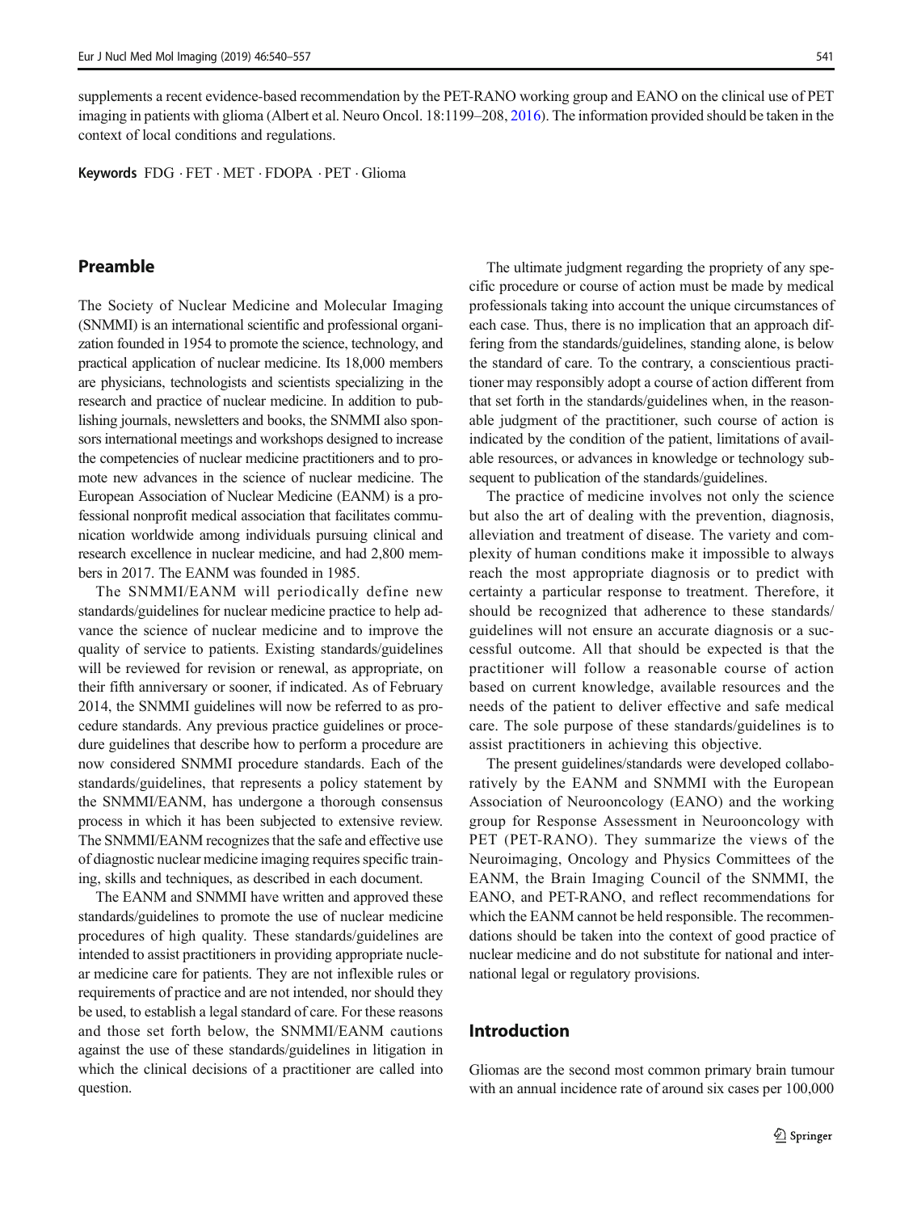supplements a recent evidence-based recommendation by the PET-RANO working group and EANO on the clinical use of PET imaging in patients with glioma (Albert et al. Neuro Oncol. 18:1199–208, 2016). The information provided should be taken in the context of local conditions and regulations.

**Keywords** FDG · FET · MET · FDOPA · PET · Glioma

## Preamble

The Society of Nuclear Medicine and Molecular Imaging (SNMMI) is an international scientific and professional organization founded in 1954 to promote the science, technology, and practical application of nuclear medicine. Its 18,000 members are physicians, technologists and scientists specializing in the research and practice of nuclear medicine. In addition to publishing journals, newsletters and books, the SNMMI also sponsors international meetings and workshops designed to increase the competencies of nuclear medicine practitioners and to promote new advances in the science of nuclear medicine. The European Association of Nuclear Medicine (EANM) is a professional nonprofit medical association that facilitates communication worldwide among individuals pursuing clinical and research excellence in nuclear medicine, and had 2,800 members in 2017. The EANM was founded in 1985.

The SNMMI/EANM will periodically define new standards/guidelines for nuclear medicine practice to help advance the science of nuclear medicine and to improve the quality of service to patients. Existing standards/guidelines will be reviewed for revision or renewal, as appropriate, on their fifth anniversary or sooner, if indicated. As of February 2014, the SNMMI guidelines will now be referred to as procedure standards. Any previous practice guidelines or procedure guidelines that describe how to perform a procedure are now considered SNMMI procedure standards. Each of the standards/guidelines, that represents a policy statement by the SNMMI/EANM, has undergone a thorough consensus process in which it has been subjected to extensive review. The SNMMI/EANM recognizes that the safe and effective use of diagnostic nuclear medicine imaging requires specific training, skills and techniques, as described in each document.

The EANM and SNMMI have written and approved these standards/guidelines to promote the use of nuclear medicine procedures of high quality. These standards/guidelines are intended to assist practitioners in providing appropriate nuclear medicine care for patients. They are not inflexible rules or requirements of practice and are not intended, nor should they be used, to establish a legal standard of care. For these reasons and those set forth below, the SNMMI/EANM cautions against the use of these standards/guidelines in litigation in which the clinical decisions of a practitioner are called into question.

The ultimate judgment regarding the propriety of any specific procedure or course of action must be made by medical professionals taking into account the unique circumstances of each case. Thus, there is no implication that an approach differing from the standards/guidelines, standing alone, is below the standard of care. To the contrary, a conscientious practitioner may responsibly adopt a course of action different from that set forth in the standards/guidelines when, in the reasonable judgment of the practitioner, such course of action is indicated by the condition of the patient, limitations of available resources, or advances in knowledge or technology subsequent to publication of the standards/guidelines.

The practice of medicine involves not only the science but also the art of dealing with the prevention, diagnosis, alleviation and treatment of disease. The variety and complexity of human conditions make it impossible to always reach the most appropriate diagnosis or to predict with certainty a particular response to treatment. Therefore, it should be recognized that adherence to these standards/guidelines will not ensure an accurate diagnosis or a successful outcome. All that should be expected is that the practitioner will follow a reasonable course of action based on current knowledge, available resources and the needs of the patient to deliver effective and safe medical care. The sole purpose of these standards/guidelines is to assist practitioners in achieving this objective.

The present guidelines/standards were developed collaboratively by the EANM and SNMMI with the European Association of Neurooncology (EANO) and the working group for Response Assessment in Neurooncology with PET (PET-RANO). They summarize the views of the Neuroimaging, Oncology and Physics Committees of the EANM, the Brain Imaging Council of the SNMMI, the EANO, and PET-RANO, and reflect recommendations for which the EANM cannot be held responsible. The recommendations should be taken into the context of good practice of nuclear medicine and do not substitute for national and international legal or regulatory provisions.

## Introduction

Gliomas are the second most common primary brain tumour with an annual incidence rate of around six cases per 100,000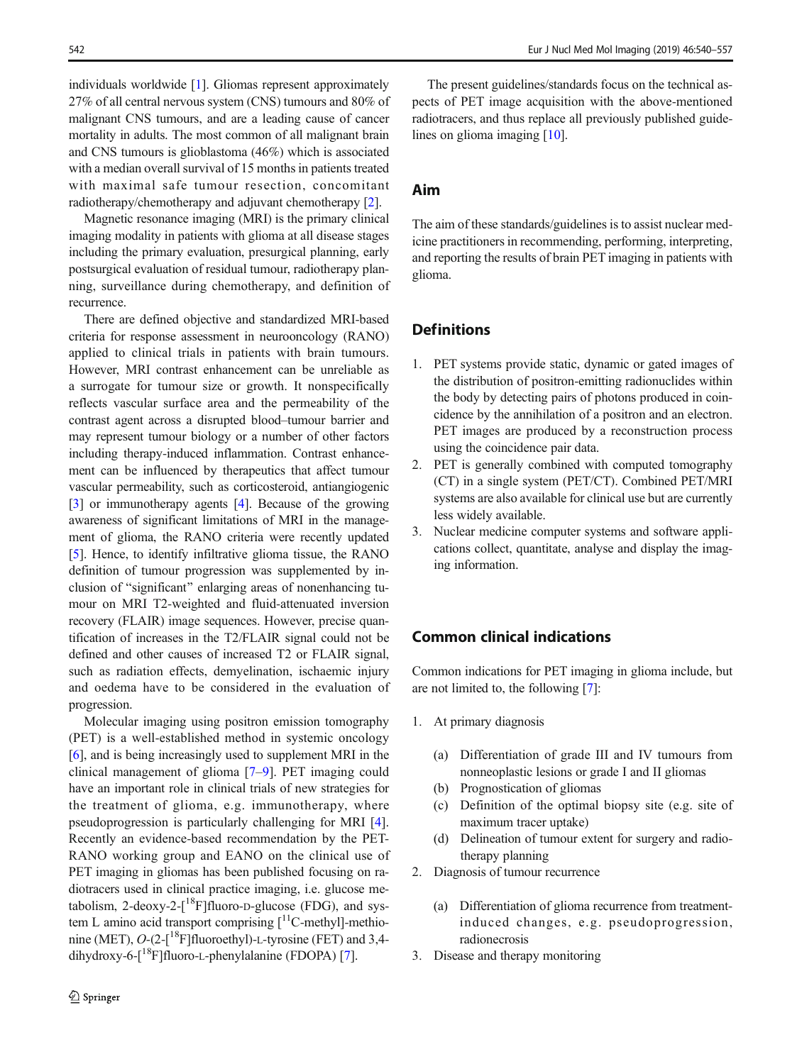individuals worldwide [1]. Gliomas represent approximately 27% of all central nervous system (CNS) tumours and 80% of malignant CNS tumours, and are a leading cause of cancer mortality in adults. The most common of all malignant brain and CNS tumours is glioblastoma (46%) which is associated with a median overall survival of 15 months in patients treated with maximal safe tumour resection, concomitant radiotherapy/chemotherapy and adjuvant chemotherapy [2].

Magnetic resonance imaging (MRI) is the primary clinical imaging modality in patients with glioma at all disease stages including the primary evaluation, presurgical planning, early postsurgical evaluation of residual tumour, radiotherapy planning, surveillance during chemotherapy, and definition of recurrence.

There are defined objective and standardized MRI-based criteria for response assessment in neurooncology (RANO) applied to clinical trials in patients with brain tumours. However, MRI contrast enhancement can be unreliable as a surrogate for tumour size or growth. It nonspecifically reflects vascular surface area and the permeability of the contrast agent across a disrupted blood–tumour barrier and may represent tumour biology or a number of other factors including therapy-induced inflammation. Contrast enhancement can be influenced by therapeutics that affect tumour vascular permeability, such as corticosteroid, antiangiogenic [3] or immunotherapy agents [4]. Because of the growing awareness of significant limitations of MRI in the management of glioma, the RANO criteria were recently updated [5]. Hence, to identify infiltrative glioma tissue, the RANO definition of tumour progression was supplemented by inclusion of "significant" enlarging areas of nonenhancing tumour on MRI T2-weighted and fluid-attenuated inversion recovery (FLAIR) image sequences. However, precise quantification of increases in the T2/FLAIR signal could not be defined and other causes of increased T2 or FLAIR signal, such as radiation effects, demyelination, ischaemic injury and oedema have to be considered in the evaluation of progression.

Molecular imaging using positron emission tomography (PET) is a well-established method in systemic oncology [6], and is being increasingly used to supplement MRI in the clinical management of glioma [7–9]. PET imaging could have an important role in clinical trials of new strategies for the treatment of glioma, e.g. immunotherapy, where pseudoprogression is particularly challenging for MRI [4]. Recently an evidence-based recommendation by the PET-RANO working group and EANO on the clinical use of PET imaging in gliomas has been published focusing on radiotracers used in clinical practice imaging, i.e. glucose metabolism, 2-deoxy-2-[$^{18}$F]fluoro-D-glucose (FDG), and system L amino acid transport comprising [$^{11}$C-methyl]-methionine (MET), O-(2-[$^{18}$F]fluoroethyl)-L-tyrosine (FET) and 3,4-dihydroxy-6-[$^{18}$F]fluoro-L-phenylalanine (FDOPA) [7].

The present guidelines/standards focus on the technical aspects of PET image acquisition with the above-mentioned radiotracers, and thus replace all previously published guidelines on glioma imaging [10].

## Aim

The aim of these standards/guidelines is to assist nuclear medicine practitioners in recommending, performing, interpreting, and reporting the results of brain PET imaging in patients with glioma.

## Definitions

1. PET systems provide static, dynamic or gated images of the distribution of positron-emitting radionuclides within the body by detecting pairs of photons produced in coincidence by the annihilation of a positron and an electron. PET images are produced by a reconstruction process using the coincidence pair data.
2. PET is generally combined with computed tomography (CT) in a single system (PET/CT). Combined PET/MRI systems are also available for clinical use but are currently less widely available.
3. Nuclear medicine computer systems and software applications collect, quantitate, analyse and display the imaging information.

## Common clinical indications

Common indications for PET imaging in glioma include, but are not limited to, the following [7]:

1. At primary diagnosis
    - (a) Differentiation of grade III and IV tumours from nonneoplastic lesions or grade I and II gliomas
    - (b) Prognostication of gliomas
    - (c) Definition of the optimal biopsy site (e.g. site of maximum tracer uptake)
    - (d) Delineation of tumour extent for surgery and radiotherapy planning
2. Diagnosis of tumour recurrence
    - (a) Differentiation of glioma recurrence from treatment-induced changes, e.g. pseudoprogression, radionecrosis
3. Disease and therapy monitoring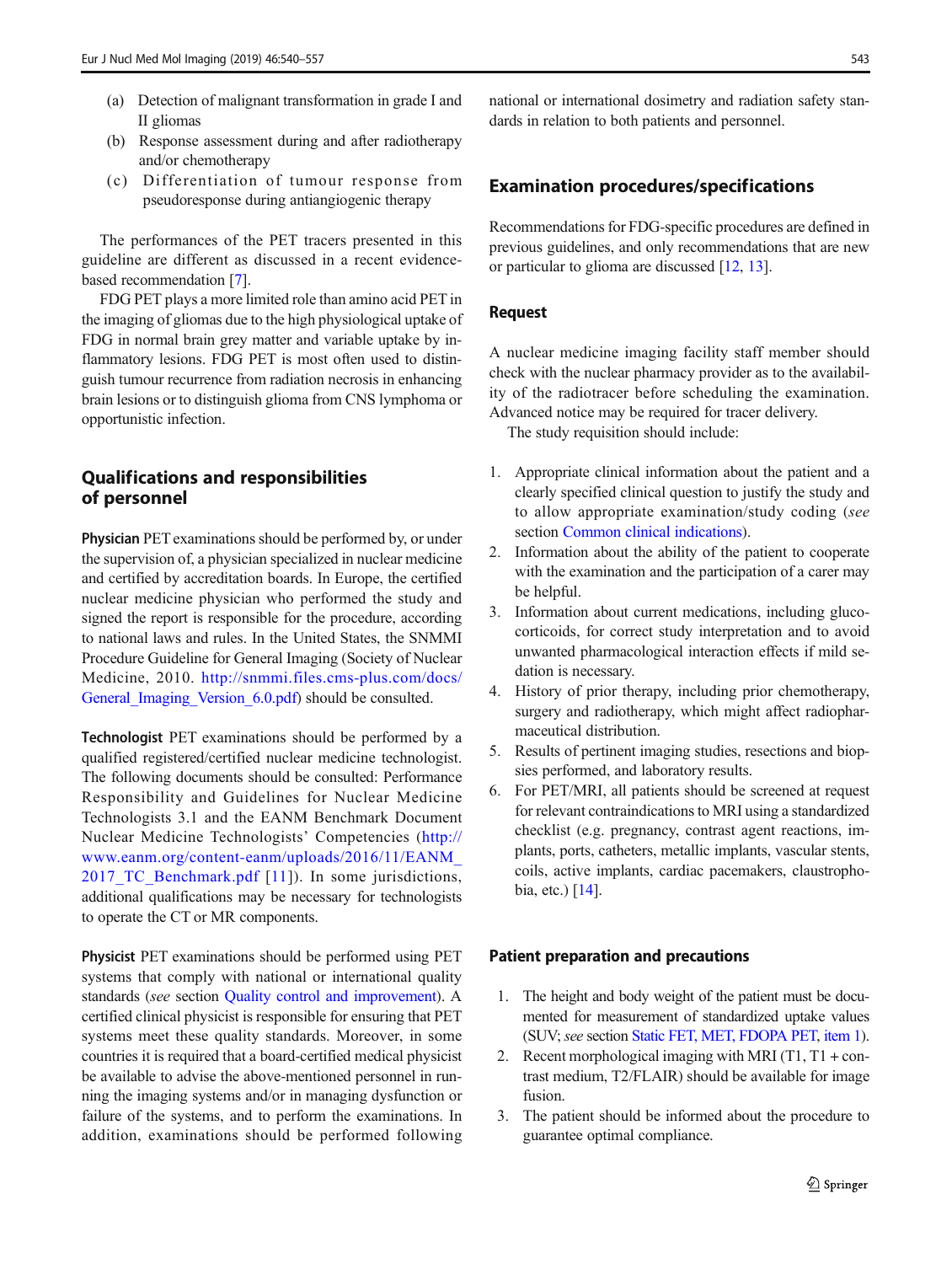(a) Detection of malignant transformation in grade I and II gliomas
(b) Response assessment during and after radiotherapy and/or chemotherapy
(c) Differentiation of tumour response from pseudoresponse during antiangiogenic therapy

The performances of the PET tracers presented in this guideline are different as discussed in a recent evidence-based recommendation [7].

FDG PET plays a more limited role than amino acid PET in the imaging of gliomas due to the high physiological uptake of FDG in normal brain grey matter and variable uptake by inflammatory lesions. FDG PET is most often used to distinguish tumour recurrence from radiation necrosis in enhancing brain lesions or to distinguish glioma from CNS lymphoma or opportunistic infection.

## Qualifications and responsibilities of personnel

**Physician** PET examinations should be performed by, or under the supervision of, a physician specialized in nuclear medicine and certified by accreditation boards. In Europe, the certified nuclear medicine physician who performed the study and signed the report is responsible for the procedure, according to national laws and rules. In the United States, the SNMMI Procedure Guideline for General Imaging (Society of Nuclear Medicine, 2010. http://snmmi.files.cms-plus.com/docs/General_Imaging_Version_6.0.pdf) should be consulted.

**Technologist** PET examinations should be performed by a qualified registered/certified nuclear medicine technologist. The following documents should be consulted: Performance Responsibility and Guidelines for Nuclear Medicine Technologists 3.1 and the EANM Benchmark Document Nuclear Medicine Technologists' Competencies (http://www.eanm.org/content-eanm/uploads/2016/11/EANM_2017_TC_Benchmark.pdf [11]). In some jurisdictions, additional qualifications may be necessary for technologists to operate the CT or MR components.

**Physicist** PET examinations should be performed using PET systems that comply with national or international quality standards (*see* section Quality control and improvement). A certified clinical physicist is responsible for ensuring that PET systems meet these quality standards. Moreover, in some countries it is required that a board-certified medical physicist be available to advise the above-mentioned personnel in running the imaging systems and/or in managing dysfunction or failure of the systems, and to perform the examinations. In addition, examinations should be performed following national or international dosimetry and radiation safety standards in relation to both patients and personnel.

## Examination procedures/specifications

Recommendations for FDG-specific procedures are defined in previous guidelines, and only recommendations that are new or particular to glioma are discussed [12, 13].

### Request

A nuclear medicine imaging facility staff member should check with the nuclear pharmacy provider as to the availability of the radiotracer before scheduling the examination. Advanced notice may be required for tracer delivery.

The study requisition should include:

1. Appropriate clinical information about the patient and a clearly specified clinical question to justify the study and to allow appropriate examination/study coding (*see* section Common clinical indications).
2. Information about the ability of the patient to cooperate with the examination and the participation of a carer may be helpful.
3. Information about current medications, including glucocorticoids, for correct study interpretation and to avoid unwanted pharmacological interaction effects if mild sedation is necessary.
4. History of prior therapy, including prior chemotherapy, surgery and radiotherapy, which might affect radiopharmaceutical distribution.
5. Results of pertinent imaging studies, resections and biopsies performed, and laboratory results.
6. For PET/MRI, all patients should be screened at request for relevant contraindications to MRI using a standardized checklist (e.g. pregnancy, contrast agent reactions, implants, ports, catheters, metallic implants, vascular stents, coils, active implants, cardiac pacemakers, claustrophobia, etc.) [14].

### Patient preparation and precautions

1. The height and body weight of the patient must be documented for measurement of standardized uptake values (SUV; *see* section Static FET, MET, FDOPA PET, item 1).
2. Recent morphological imaging with MRI (T1, T1 + contrast medium, T2/FLAIR) should be available for image fusion.
3. The patient should be informed about the procedure to guarantee optimal compliance.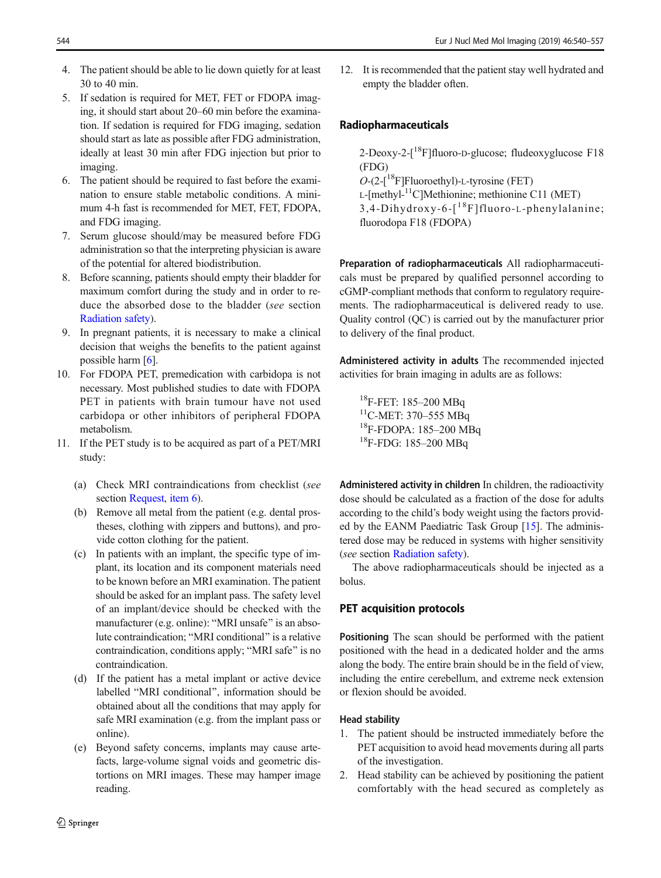4. The patient should be able to lie down quietly for at least 30 to 40 min.
5. If sedation is required for MET, FET or FDOPA imaging, it should start about 20–60 min before the examination. If sedation is required for FDG imaging, sedation should start as late as possible after FDG administration, ideally at least 30 min after FDG injection but prior to imaging.
6. The patient should be required to fast before the examination to ensure stable metabolic conditions. A minimum 4-h fast is recommended for MET, FET, FDOPA, and FDG imaging.
7. Serum glucose should/may be measured before FDG administration so that the interpreting physician is aware of the potential for altered biodistribution.
8. Before scanning, patients should empty their bladder for maximum comfort during the study and in order to reduce the absorbed dose to the bladder (*see* section Radiation safety).
9. In pregnant patients, it is necessary to make a clinical decision that weighs the benefits to the patient against possible harm [6].
10. For FDOPA PET, premedication with carbidopa is not necessary. Most published studies to date with FDOPA PET in patients with brain tumour have not used carbidopa or other inhibitors of peripheral FDOPA metabolism.
11. If the PET study is to be acquired as part of a PET/MRI study:
    - (a) Check MRI contraindications from checklist (*see* section Request, item 6).
    - (b) Remove all metal from the patient (e.g. dental prostheses, clothing with zippers and buttons), and provide cotton clothing for the patient.
    - (c) In patients with an implant, the specific type of implant, its location and its component materials need to be known before an MRI examination. The patient should be asked for an implant pass. The safety level of an implant/device should be checked with the manufacturer (e.g. online): "MRI unsafe" is an absolute contraindication; "MRI conditional" is a relative contraindication, conditions apply; "MRI safe" is no contraindication.
    - (d) If the patient has a metal implant or active device labelled "MRI conditional", information should be obtained about all the conditions that may apply for safe MRI examination (e.g. from the implant pass or online).
    - (e) Beyond safety concerns, implants may cause artefacts, large-volume signal voids and geometric distortions on MRI images. These may hamper image reading.
12. It is recommended that the patient stay well hydrated and empty the bladder often.

## Radiopharmaceuticals

2-Deoxy-2-[$^{18}$F]fluoro-D-glucose; fludeoxyglucose F18 (FDG)
*O*-(2-[$^{18}$F]Fluoroethyl)-L-tyrosine (FET)
L-[methyl-$^{11}$C]Methionine; methionine C11 (MET)
3,4-Dihydroxy-6-[$^{18}$F]fluoro-L-phenylalanine; fluorodopa F18 (FDOPA)

**Preparation of radiopharmaceuticals** All radiopharmaceuticals must be prepared by qualified personnel according to cGMP-compliant methods that conform to regulatory requirements. The radiopharmaceutical is delivered ready to use. Quality control (QC) is carried out by the manufacturer prior to delivery of the final product.

**Administered activity in adults** The recommended injected activities for brain imaging in adults are as follows:

$^{18}$F-FET: 185–200 MBq
$^{11}$C-MET: 370–555 MBq
$^{18}$F-FDOPA: 185–200 MBq
$^{18}$F-FDG: 185–200 MBq

**Administered activity in children** In children, the radioactivity dose should be calculated as a fraction of the dose for adults according to the child's body weight using the factors provided by the EANM Paediatric Task Group [15]. The administered dose may be reduced in systems with higher sensitivity (*see* section Radiation safety).

The above radiopharmaceuticals should be injected as a bolus.

## PET acquisition protocols

**Positioning** The scan should be performed with the patient positioned with the head in a dedicated holder and the arms along the body. The entire brain should be in the field of view, including the entire cerebellum, and extreme neck extension or flexion should be avoided.

### Head stability

1. The patient should be instructed immediately before the PET acquisition to avoid head movements during all parts of the investigation.
2. Head stability can be achieved by positioning the patient comfortably with the head secured as completely as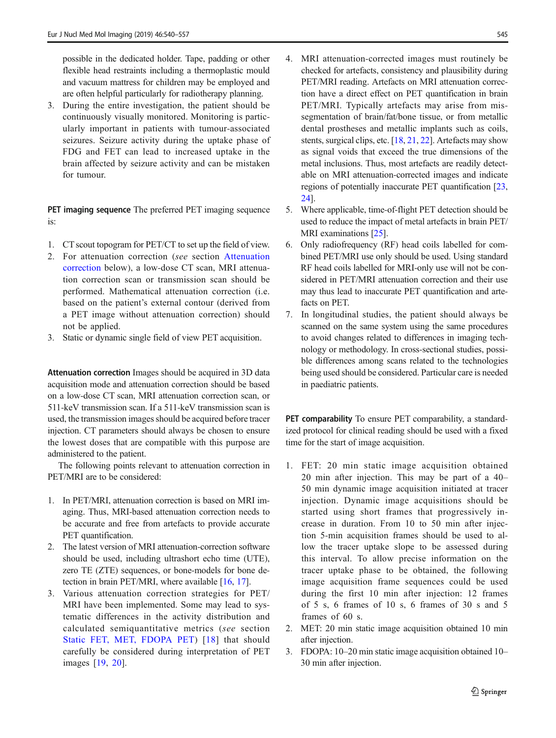possible in the dedicated holder. Tape, padding or other flexible head restraints including a thermoplastic mould and vacuum mattress for children may be employed and are often helpful particularly for radiotherapy planning.

3. During the entire investigation, the patient should be continuously visually monitored. Monitoring is particularly important in patients with tumour-associated seizures. Seizure activity during the uptake phase of FDG and FET can lead to increased uptake in the brain affected by seizure activity and can be mistaken for tumour.

**PET imaging sequence** The preferred PET imaging sequence is:

1. CT scout topogram for PET/CT to set up the field of view.
2. For attenuation correction (*see* section Attenuation correction below), a low-dose CT scan, MRI attenuation correction scan or transmission scan should be performed. Mathematical attenuation correction (i.e. based on the patient's external contour (derived from a PET image without attenuation correction) should not be applied.
3. Static or dynamic single field of view PET acquisition.

**Attenuation correction** Images should be acquired in 3D data acquisition mode and attenuation correction should be based on a low-dose CT scan, MRI attenuation correction scan, or 511-keV transmission scan. If a 511-keV transmission scan is used, the transmission images should be acquired before tracer injection. CT parameters should always be chosen to ensure the lowest doses that are compatible with this purpose are administered to the patient.

The following points relevant to attenuation correction in PET/MRI are to be considered:

1. In PET/MRI, attenuation correction is based on MRI imaging. Thus, MRI-based attenuation correction needs to be accurate and free from artefacts to provide accurate PET quantification.
2. The latest version of MRI attenuation-correction software should be used, including ultrashort echo time (UTE), zero TE (ZTE) sequences, or bone-models for bone detection in brain PET/MRI, where available [16, 17].
3. Various attenuation correction strategies for PET/MRI have been implemented. Some may lead to systematic differences in the activity distribution and calculated semiquantitative metrics (*see* section Static FET, MET, FDOPA PET) [18] that should carefully be considered during interpretation of PET images [19, 20].
4. MRI attenuation-corrected images must routinely be checked for artefacts, consistency and plausibility during PET/MRI reading. Artefacts on MRI attenuation correction have a direct effect on PET quantification in brain PET/MRI. Typically artefacts may arise from missegmentation of brain/fat/bone tissue, or from metallic dental prostheses and metallic implants such as coils, stents, surgical clips, etc. [18, 21, 22]. Artefacts may show as signal voids that exceed the true dimensions of the metal inclusions. Thus, most artefacts are readily detectable on MRI attenuation-corrected images and indicate regions of potentially inaccurate PET quantification [23, 24].
5. Where applicable, time-of-flight PET detection should be used to reduce the impact of metal artefacts in brain PET/MRI examinations [25].
6. Only radiofrequency (RF) head coils labelled for combined PET/MRI use only should be used. Using standard RF head coils labelled for MRI-only use will not be considered in PET/MRI attenuation correction and their use may thus lead to inaccurate PET quantification and artefacts on PET.
7. In longitudinal studies, the patient should always be scanned on the same system using the same procedures to avoid changes related to differences in imaging technology or methodology. In cross-sectional studies, possible differences among scans related to the technologies being used should be considered. Particular care is needed in paediatric patients.

**PET comparability** To ensure PET comparability, a standardized protocol for clinical reading should be used with a fixed time for the start of image acquisition.

1. FET: 20 min static image acquisition obtained 20 min after injection. This may be part of a 40–50 min dynamic image acquisition initiated at tracer injection. Dynamic image acquisitions should be started using short frames that progressively increase in duration. From 10 to 50 min after injection 5-min acquisition frames should be used to allow the tracer uptake slope to be assessed during this interval. To allow precise information on the tracer uptake phase to be obtained, the following image acquisition frame sequences could be used during the first 10 min after injection: 12 frames of 5 s, 6 frames of 10 s, 6 frames of 30 s and 5 frames of 60 s.
2. MET: 20 min static image acquisition obtained 10 min after injection.
3. FDOPA: 10–20 min static image acquisition obtained 10–30 min after injection.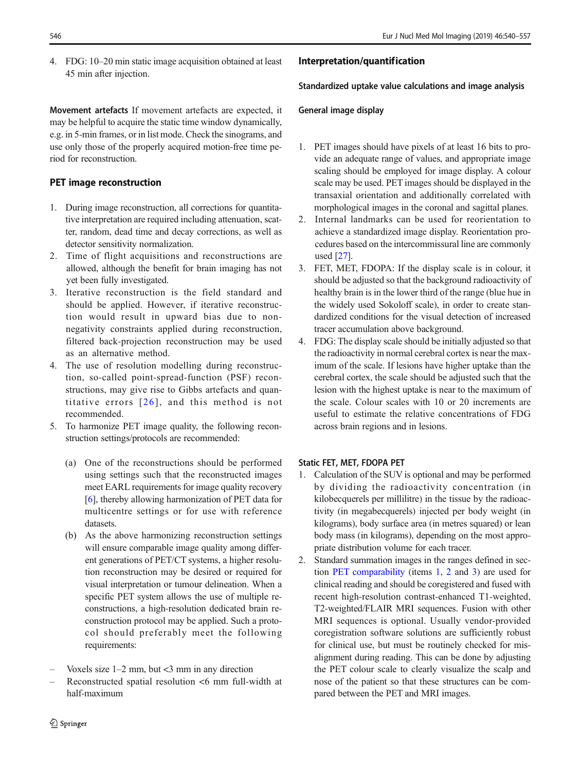4. FDG: 10–20 min static image acquisition obtained at least 45 min after injection.

**Movement artefacts** If movement artefacts are expected, it may be helpful to acquire the static time window dynamically, e.g. in 5-min frames, or in list mode. Check the sinograms, and use only those of the properly acquired motion-free time period for reconstruction.

### PET image reconstruction

1. During image reconstruction, all corrections for quantitative interpretation are required including attenuation, scatter, random, dead time and decay corrections, as well as detector sensitivity normalization.
2. Time of flight acquisitions and reconstructions are allowed, although the benefit for brain imaging has not yet been fully investigated.
3. Iterative reconstruction is the field standard and should be applied. However, if iterative reconstruction would result in upward bias due to non-negativity constraints applied during reconstruction, filtered back-projection reconstruction may be used as an alternative method.
4. The use of resolution modelling during reconstruction, so-called point-spread-function (PSF) reconstructions, may give rise to Gibbs artefacts and quantitative errors [26], and this method is not recommended.
5. To harmonize PET image quality, the following reconstruction settings/protocols are recommended:

   (a) One of the reconstructions should be performed using settings such that the reconstructed images meet EARL requirements for image quality recovery [6], thereby allowing harmonization of PET data for multicentre settings or for use with reference datasets.

   (b) As the above harmonizing reconstruction settings will ensure comparable image quality among different generations of PET/CT systems, a higher resolution reconstruction may be desired or required for visual interpretation or tumour delineation. When a specific PET system allows the use of multiple reconstructions, a high-resolution dedicated brain reconstruction protocol may be applied. Such a protocol should preferably meet the following requirements:

- Voxels size 1–2 mm, but <3 mm in any direction
- Reconstructed spatial resolution <6 mm full-width at half-maximum

## Interpretation/quantification

### Standardized uptake value calculations and image analysis

#### General image display

1. PET images should have pixels of at least 16 bits to provide an adequate range of values, and appropriate image scaling should be employed for image display. A colour scale may be used. PET images should be displayed in the transaxial orientation and additionally correlated with morphological images in the coronal and sagittal planes.
2. Internal landmarks can be used for reorientation to achieve a standardized image display. Reorientation procedures based on the intercommissural line are commonly used [27].
3. FET, MET, FDOPA: If the display scale is in colour, it should be adjusted so that the background radioactivity of healthy brain is in the lower third of the range (blue hue in the widely used Sokoloff scale), in order to create standardized conditions for the visual detection of increased tracer accumulation above background.
4. FDG: The display scale should be initially adjusted so that the radioactivity in normal cerebral cortex is near the maximum of the scale. If lesions have higher uptake than the cerebral cortex, the scale should be adjusted such that the lesion with the highest uptake is near to the maximum of the scale. Colour scales with 10 or 20 increments are useful to estimate the relative concentrations of FDG across brain regions and in lesions.

#### Static FET, MET, FDOPA PET

1. Calculation of the SUV is optional and may be performed by dividing the radioactivity concentration (in kilobecquerels per millilitre) in the tissue by the radioactivity (in megabecquerels) injected per body weight (in kilograms), body surface area (in metres squared) or lean body mass (in kilograms), depending on the most appropriate distribution volume for each tracer.
2. Standard summation images in the ranges defined in section PET comparability (items 1, 2 and 3) are used for clinical reading and should be coregistered and fused with recent high-resolution contrast-enhanced T1-weighted, T2-weighted/FLAIR MRI sequences. Fusion with other MRI sequences is optional. Usually vendor-provided coregistration software solutions are sufficiently robust for clinical use, but must be routinely checked for misalignment during reading. This can be done by adjusting the PET colour scale to clearly visualize the scalp and nose of the patient so that these structures can be compared between the PET and MRI images.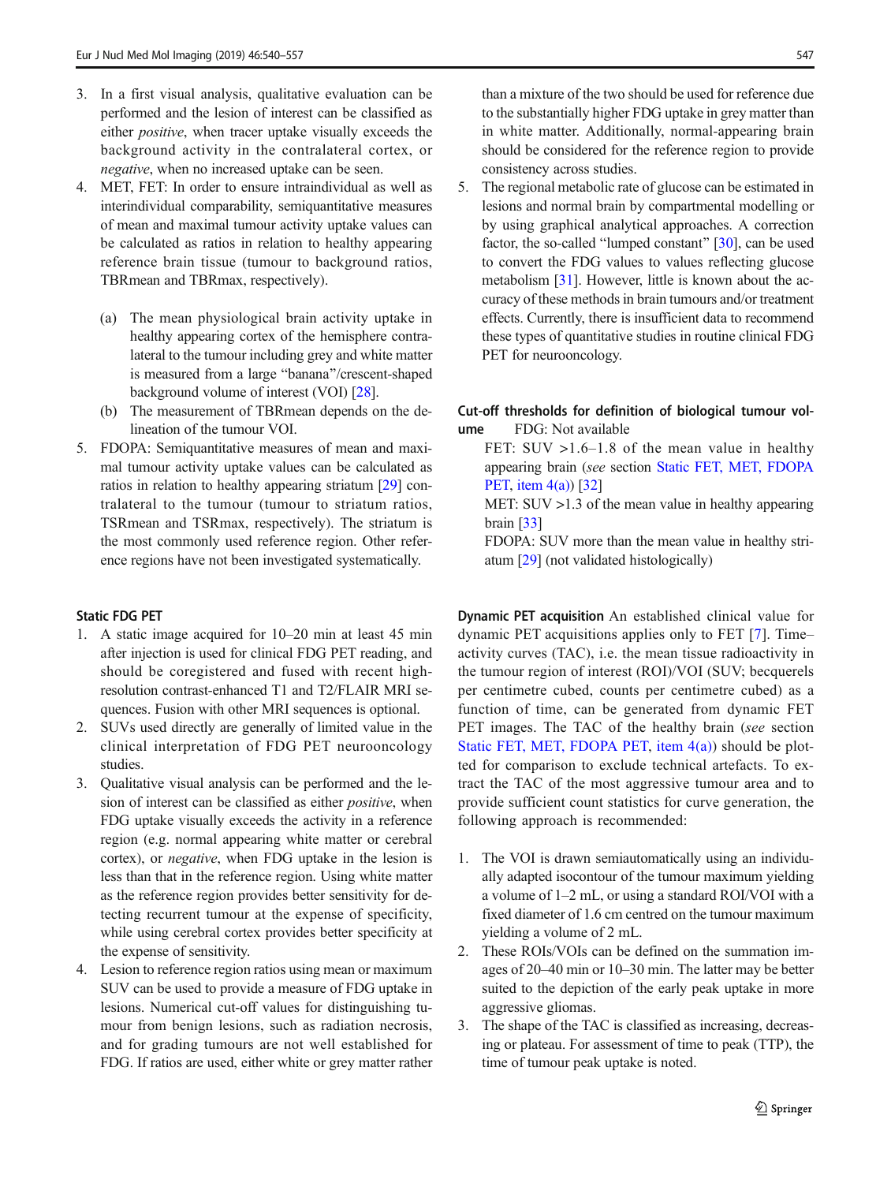3. In a first visual analysis, qualitative evaluation can be performed and the lesion of interest can be classified as either *positive*, when tracer uptake visually exceeds the background activity in the contralateral cortex, or *negative*, when no increased uptake can be seen.
4. MET, FET: In order to ensure intraindividual as well as interindividual comparability, semiquantitative measures of mean and maximal tumour activity uptake values can be calculated as ratios in relation to healthy appearing reference brain tissue (tumour to background ratios, TBRmean and TBRmax, respectively).

   (a) The mean physiological brain activity uptake in healthy appearing cortex of the hemisphere contralateral to the tumour including grey and white matter is measured from a large "banana"/crescent-shaped background volume of interest (VOI) [28].

   (b) The measurement of TBRmean depends on the delineation of the tumour VOI.
5. FDOPA: Semiquantitative measures of mean and maximal tumour activity uptake values can be calculated as ratios in relation to healthy appearing striatum [29] contralateral to the tumour (tumour to striatum ratios, TSRmean and TSRmax, respectively). The striatum is the most commonly used reference region. Other reference regions have not been investigated systematically.

**Static FDG PET**

1. A static image acquired for 10–20 min at least 45 min after injection is used for clinical FDG PET reading, and should be coregistered and fused with recent high-resolution contrast-enhanced T1 and T2/FLAIR MRI sequences. Fusion with other MRI sequences is optional.
2. SUVs used directly are generally of limited value in the clinical interpretation of FDG PET neurooncology studies.
3. Qualitative visual analysis can be performed and the lesion of interest can be classified as either *positive*, when FDG uptake visually exceeds the activity in a reference region (e.g. normal appearing white matter or cerebral cortex), or *negative*, when FDG uptake in the lesion is less than that in the reference region. Using white matter as the reference region provides better sensitivity for detecting recurrent tumour at the expense of specificity, while using cerebral cortex provides better specificity at the expense of sensitivity.
4. Lesion to reference region ratios using mean or maximum SUV can be used to provide a measure of FDG uptake in lesions. Numerical cut-off values for distinguishing tumour from benign lesions, such as radiation necrosis, and for grading tumours are not well established for FDG. If ratios are used, either white or grey matter rather than a mixture of the two should be used for reference due to the substantially higher FDG uptake in grey matter than in white matter. Additionally, normal-appearing brain should be considered for the reference region to provide consistency across studies.
5. The regional metabolic rate of glucose can be estimated in lesions and normal brain by compartmental modelling or by using graphical analytical approaches. A correction factor, the so-called "lumped constant" [30], can be used to convert the FDG values to values reflecting glucose metabolism [31]. However, little is known about the accuracy of these methods in brain tumours and/or treatment effects. Currently, there is insufficient data to recommend these types of quantitative studies in routine clinical FDG PET for neurooncology.

**Cut-off thresholds for definition of biological tumour volume** FDG: Not available

FET: SUV >1.6–1.8 of the mean value in healthy appearing brain (*see* section Static FET, MET, FDOPA PET, item 4(a)) [32]

MET: SUV >1.3 of the mean value in healthy appearing brain [33]

FDOPA: SUV more than the mean value in healthy striatum [29] (not validated histologically)

**Dynamic PET acquisition** An established clinical value for dynamic PET acquisitions applies only to FET [7]. Time–activity curves (TAC), i.e. the mean tissue radioactivity in the tumour region of interest (ROI)/VOI (SUV; becquerels per centimetre cubed, counts per centimetre cubed) as a function of time, can be generated from dynamic FET PET images. The TAC of the healthy brain (*see* section Static FET, MET, FDOPA PET, item 4(a)) should be plotted for comparison to exclude technical artefacts. To extract the TAC of the most aggressive tumour area and to provide sufficient count statistics for curve generation, the following approach is recommended:

1. The VOI is drawn semiautomatically using an individually adapted isocontour of the tumour maximum yielding a volume of 1–2 mL, or using a standard ROI/VOI with a fixed diameter of 1.6 cm centred on the tumour maximum yielding a volume of 2 mL.
2. These ROIs/VOIs can be defined on the summation images of 20–40 min or 10–30 min. The latter may be better suited to the depiction of the early peak uptake in more aggressive gliomas.
3. The shape of the TAC is classified as increasing, decreasing or plateau. For assessment of time to peak (TTP), the time of tumour peak uptake is noted.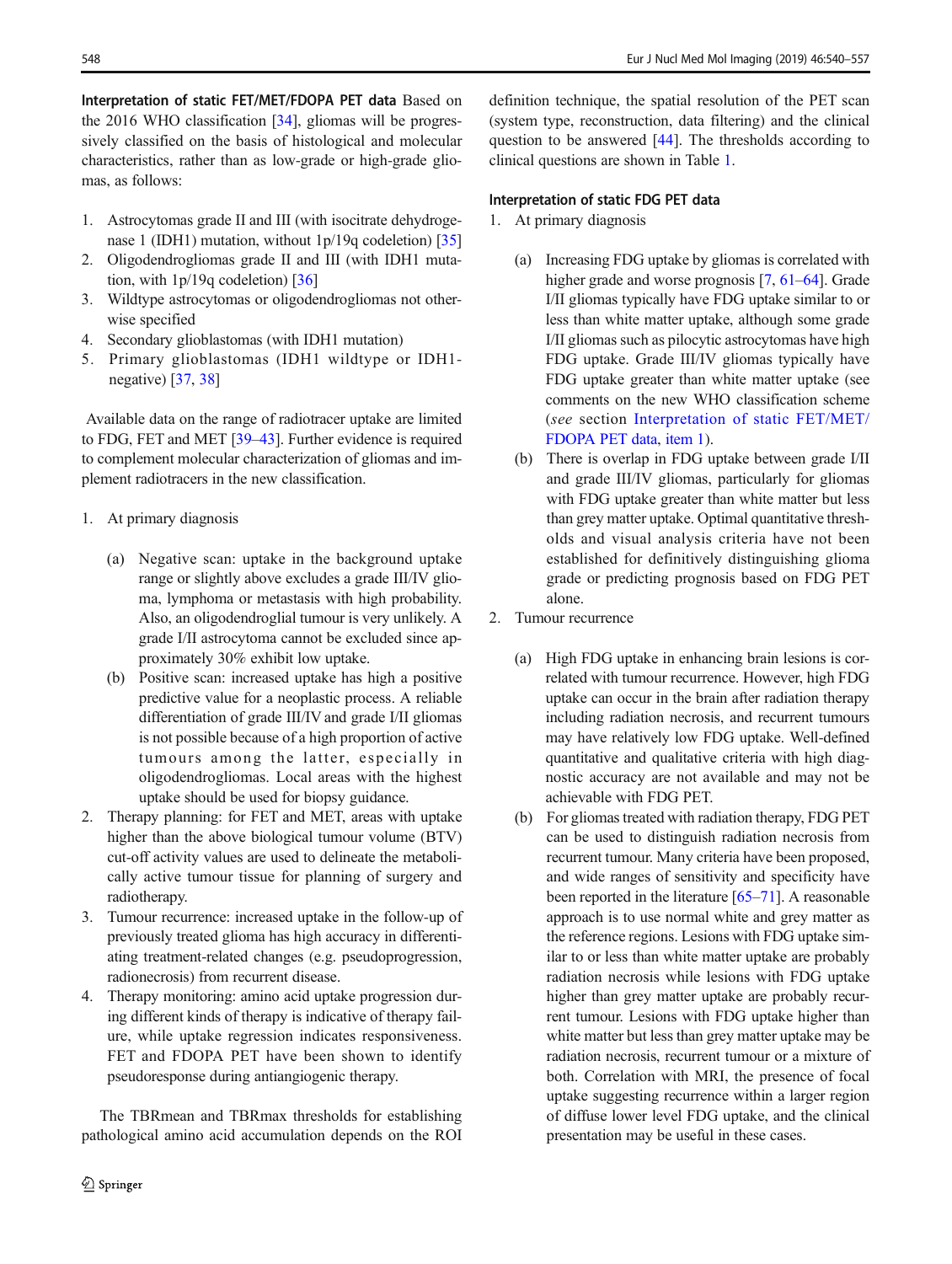**Interpretation of static FET/MET/FDOPA PET data** Based on the 2016 WHO classification [34], gliomas will be progressively classified on the basis of histological and molecular characteristics, rather than as low-grade or high-grade gliomas, as follows:

1. Astrocytomas grade II and III (with isocitrate dehydrogenase 1 (IDH1) mutation, without 1p/19q codeletion) [35]
2. Oligodendrogliomas grade II and III (with IDH1 mutation, with 1p/19q codeletion) [36]
3. Wildtype astrocytomas or oligodendrogliomas not otherwise specified
4. Secondary glioblastomas (with IDH1 mutation)
5. Primary glioblastomas (IDH1 wildtype or IDH1-negative) [37, 38]

Available data on the range of radiotracer uptake are limited to FDG, FET and MET [39–43]. Further evidence is required to complement molecular characterization of gliomas and implement radiotracers in the new classification.

1. At primary diagnosis
   (a) Negative scan: uptake in the background uptake range or slightly above excludes a grade III/IV glioma, lymphoma or metastasis with high probability. Also, an oligodendroglial tumour is very unlikely. A grade I/II astrocytoma cannot be excluded since approximately 30% exhibit low uptake.
   (b) Positive scan: increased uptake has high a positive predictive value for a neoplastic process. A reliable differentiation of grade III/IV and grade I/II gliomas is not possible because of a high proportion of active tumours among the latter, especially in oligodendrogliomas. Local areas with the highest uptake should be used for biopsy guidance.
2. Therapy planning: for FET and MET, areas with uptake higher than the above biological tumour volume (BTV) cut-off activity values are used to delineate the metabolically active tumour tissue for planning of surgery and radiotherapy.
3. Tumour recurrence: increased uptake in the follow-up of previously treated glioma has high accuracy in differentiating treatment-related changes (e.g. pseudoprogression, radionecrosis) from recurrent disease.
4. Therapy monitoring: amino acid uptake progression during different kinds of therapy is indicative of therapy failure, while uptake regression indicates responsiveness. FET and FDOPA PET have been shown to identify pseudoresponse during antiangiogenic therapy.

The TBRmean and TBRmax thresholds for establishing pathological amino acid accumulation depends on the ROI definition technique, the spatial resolution of the PET scan (system type, reconstruction, data filtering) and the clinical question to be answered [44]. The thresholds according to clinical questions are shown in Table 1.

**Interpretation of static FDG PET data**

1. At primary diagnosis
   (a) Increasing FDG uptake by gliomas is correlated with higher grade and worse prognosis [7, 61–64]. Grade I/II gliomas typically have FDG uptake similar to or less than white matter uptake, although some grade I/II gliomas such as pilocytic astrocytomas have high FDG uptake. Grade III/IV gliomas typically have FDG uptake greater than white matter uptake (see comments on the new WHO classification scheme (*see* section Interpretation of static FET/MET/FDOPA PET data, item 1).
   (b) There is overlap in FDG uptake between grade I/II and grade III/IV gliomas, particularly for gliomas with FDG uptake greater than white matter but less than grey matter uptake. Optimal quantitative thresholds and visual analysis criteria have not been established for definitively distinguishing glioma grade or predicting prognosis based on FDG PET alone.
2. Tumour recurrence
   (a) High FDG uptake in enhancing brain lesions is correlated with tumour recurrence. However, high FDG uptake can occur in the brain after radiation therapy including radiation necrosis, and recurrent tumours may have relatively low FDG uptake. Well-defined quantitative and qualitative criteria with high diagnostic accuracy are not available and may not be achievable with FDG PET.
   (b) For gliomas treated with radiation therapy, FDG PET can be used to distinguish radiation necrosis from recurrent tumour. Many criteria have been proposed, and wide ranges of sensitivity and specificity have been reported in the literature [65–71]. A reasonable approach is to use normal white and grey matter as the reference regions. Lesions with FDG uptake similar to or less than white matter uptake are probably radiation necrosis while lesions with FDG uptake higher than grey matter uptake are probably recurrent tumour. Lesions with FDG uptake higher than white matter but less than grey matter uptake may be radiation necrosis, recurrent tumour or a mixture of both. Correlation with MRI, the presence of focal uptake suggesting recurrence within a larger region of diffuse lower level FDG uptake, and the clinical presentation may be useful in these cases.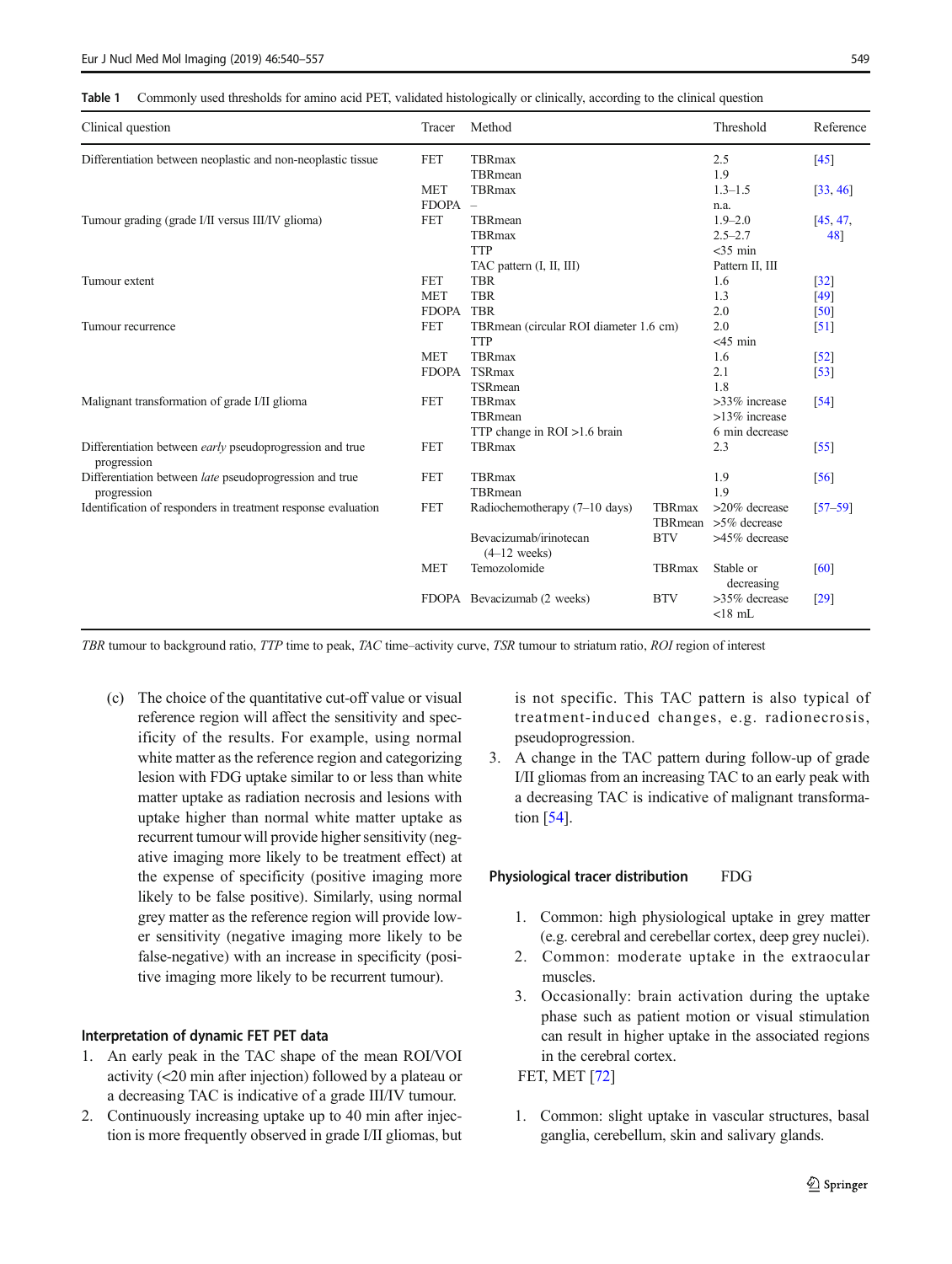**Table 1** Commonly used thresholds for amino acid PET, validated histologically or clinically, according to the clinical question

| Clinical question | Tracer | Method | | Threshold | Reference |
|---|---|---|---|---|---|
| Differentiation between neoplastic and non-neoplastic tissue | FET | TBRmax | | 2.5 | [45] |
| | | TBRmean | | 1.9 | |
| | MET | TBRmax | | 1.3–1.5 | [33, 46] |
| | FDOPA | – | | n.a. | |
| Tumour grading (grade I/II versus III/IV glioma) | FET | TBRmean | | 1.9–2.0 | [45, 47, 48] |
| | | TBRmax | | 2.5–2.7 | |
| | | TTP | | <35 min | |
| | | TAC pattern (I, II, III) | | Pattern II, III | |
| Tumour extent | FET | TBR | | 1.6 | [32] |
| | MET | TBR | | 1.3 | [49] |
| | FDOPA | TBR | | 2.0 | [50] |
| Tumour recurrence | FET | TBRmean (circular ROI diameter 1.6 cm) | | 2.0 | [51] |
| | | TTP | | <45 min | |
| | MET | TBRmax | | 1.6 | [52] |
| | FDOPA | TSRmax | | 2.1 | [53] |
| | | TSRmean | | 1.8 | |
| Malignant transformation of grade I/II glioma | FET | TBRmax | | >33% increase | [54] |
| | | TBRmean | | >13% increase | |
| | | TTP change in ROI >1.6 brain | | 6 min decrease | |
| Differentiation between *early* pseudoprogression and true progression | FET | TBRmax | | 2.3 | [55] |
| Differentiation between *late* pseudoprogression and true progression | FET | TBRmax | | 1.9 | [56] |
| | | TBRmean | | 1.9 | |
| Identification of responders in treatment response evaluation | FET | Radiochemotherapy (7–10 days) | TBRmax | >20% decrease | [57–59] |
| | | | TBRmean | >5% decrease | |
| | | Bevacizumab/irinotecan (4–12 weeks) | BTV | >45% decrease | |
| | MET | Temozolomide | TBRmax | Stable or decreasing | [60] |
| | FDOPA | Bevacizumab (2 weeks) | BTV | >35% decrease <18 mL | [29] |

*TBR* tumour to background ratio, *TTP* time to peak, *TAC* time–activity curve, *TSR* tumour to striatum ratio, *ROI* region of interest

(c) The choice of the quantitative cut-off value or visual reference region will affect the sensitivity and specificity of the results. For example, using normal white matter as the reference region and categorizing lesion with FDG uptake similar to or less than white matter uptake as radiation necrosis and lesions with uptake higher than normal white matter uptake as recurrent tumour will provide higher sensitivity (negative imaging more likely to be treatment effect) at the expense of specificity (positive imaging more likely to be false positive). Similarly, using normal grey matter as the reference region will provide lower sensitivity (negative imaging more likely to be false-negative) with an increase in specificity (positive imaging more likely to be recurrent tumour).

### Interpretation of dynamic FET PET data

1. An early peak in the TAC shape of the mean ROI/VOI activity (<20 min after injection) followed by a plateau or a decreasing TAC is indicative of a grade III/IV tumour.
2. Continuously increasing uptake up to 40 min after injection is more frequently observed in grade I/II gliomas, but is not specific. This TAC pattern is also typical of treatment-induced changes, e.g. radionecrosis, pseudoprogression.
3. A change in the TAC pattern during follow-up of grade I/II gliomas from an increasing TAC to an early peak with a decreasing TAC is indicative of malignant transformation [54].

### Physiological tracer distribution

FDG

1. Common: high physiological uptake in grey matter (e.g. cerebral and cerebellar cortex, deep grey nuclei).
2. Common: moderate uptake in the extraocular muscles.
3. Occasionally: brain activation during the uptake phase such as patient motion or visual stimulation can result in higher uptake in the associated regions in the cerebral cortex.

FET, MET [72]

1. Common: slight uptake in vascular structures, basal ganglia, cerebellum, skin and salivary glands.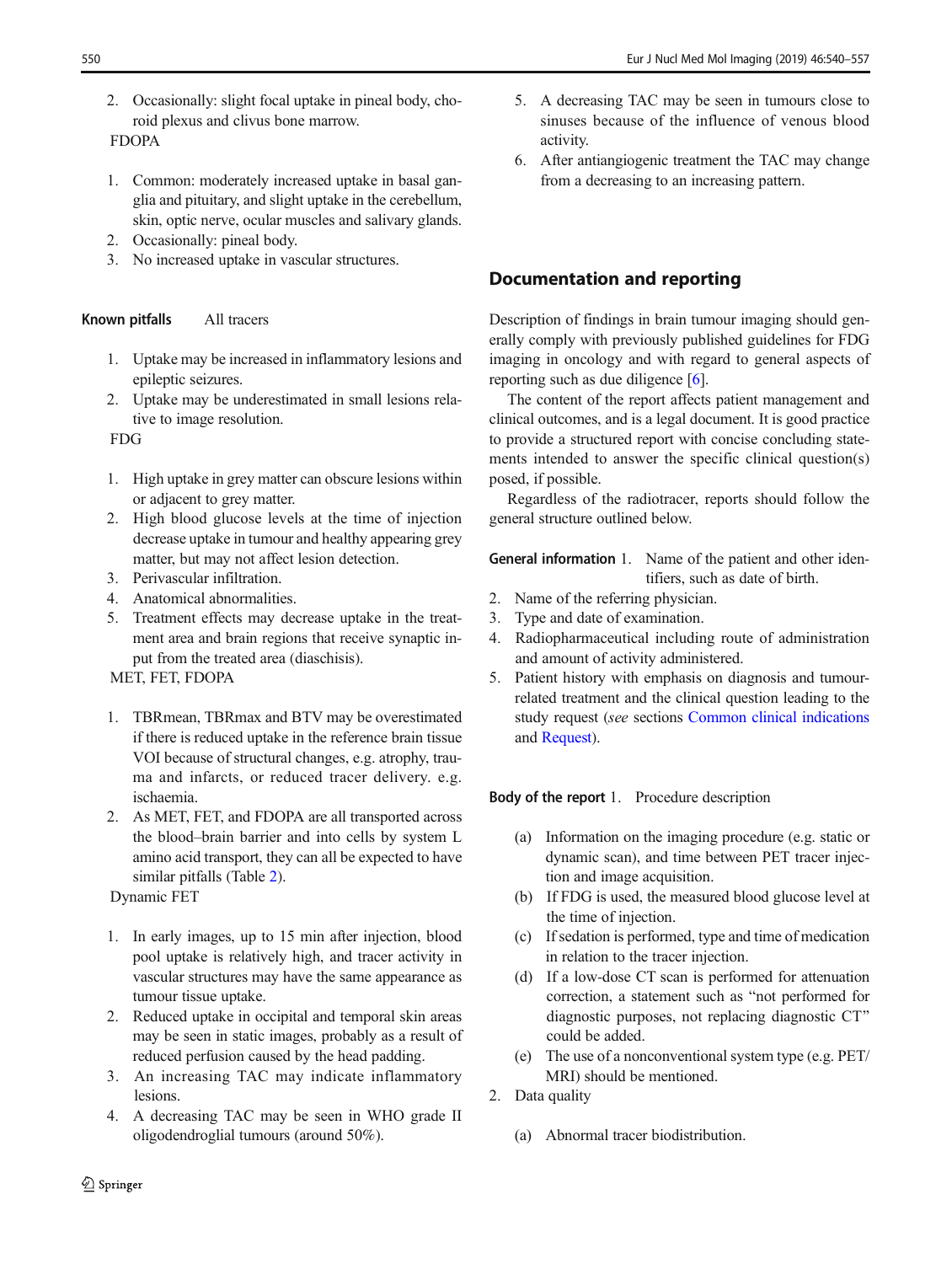2. Occasionally: slight focal uptake in pineal body, choroid plexus and clivus bone marrow.

FDOPA

1. Common: moderately increased uptake in basal ganglia and pituitary, and slight uptake in the cerebellum, skin, optic nerve, ocular muscles and salivary glands.
2. Occasionally: pineal body.
3. No increased uptake in vascular structures.

**Known pitfalls** All tracers

1. Uptake may be increased in inflammatory lesions and epileptic seizures.
2. Uptake may be underestimated in small lesions relative to image resolution.

FDG

1. High uptake in grey matter can obscure lesions within or adjacent to grey matter.
2. High blood glucose levels at the time of injection decrease uptake in tumour and healthy appearing grey matter, but may not affect lesion detection.
3. Perivascular infiltration.
4. Anatomical abnormalities.
5. Treatment effects may decrease uptake in the treatment area and brain regions that receive synaptic input from the treated area (diaschisis).

MET, FET, FDOPA

1. TBRmean, TBRmax and BTV may be overestimated if there is reduced uptake in the reference brain tissue VOI because of structural changes, e.g. atrophy, trauma and infarcts, or reduced tracer delivery. e.g. ischaemia.
2. As MET, FET, and FDOPA are all transported across the blood–brain barrier and into cells by system L amino acid transport, they can all be expected to have similar pitfalls (Table 2).

Dynamic FET

1. In early images, up to 15 min after injection, blood pool uptake is relatively high, and tracer activity in vascular structures may have the same appearance as tumour tissue uptake.
2. Reduced uptake in occipital and temporal skin areas may be seen in static images, probably as a result of reduced perfusion caused by the head padding.
3. An increasing TAC may indicate inflammatory lesions.
4. A decreasing TAC may be seen in WHO grade II oligodendroglial tumours (around 50%).
5. A decreasing TAC may be seen in tumours close to sinuses because of the influence of venous blood activity.
6. After antiangiogenic treatment the TAC may change from a decreasing to an increasing pattern.

## Documentation and reporting

Description of findings in brain tumour imaging should generally comply with previously published guidelines for FDG imaging in oncology and with regard to general aspects of reporting such as due diligence [6].

The content of the report affects patient management and clinical outcomes, and is a legal document. It is good practice to provide a structured report with concise concluding statements intended to answer the specific clinical question(s) posed, if possible.

Regardless of the radiotracer, reports should follow the general structure outlined below.

**General information**

1. Name of the patient and other identifiers, such as date of birth.
2. Name of the referring physician.
3. Type and date of examination.
4. Radiopharmaceutical including route of administration and amount of activity administered.
5. Patient history with emphasis on diagnosis and tumour-related treatment and the clinical question leading to the study request (*see* sections Common clinical indications and Request).

**Body of the report**

1. Procedure description
   (a) Information on the imaging procedure (e.g. static or dynamic scan), and time between PET tracer injection and image acquisition.
   (b) If FDG is used, the measured blood glucose level at the time of injection.
   (c) If sedation is performed, type and time of medication in relation to the tracer injection.
   (d) If a low-dose CT scan is performed for attenuation correction, a statement such as "not performed for diagnostic purposes, not replacing diagnostic CT" could be added.
   (e) The use of a nonconventional system type (e.g. PET/MRI) should be mentioned.
2. Data quality
   (a) Abnormal tracer biodistribution.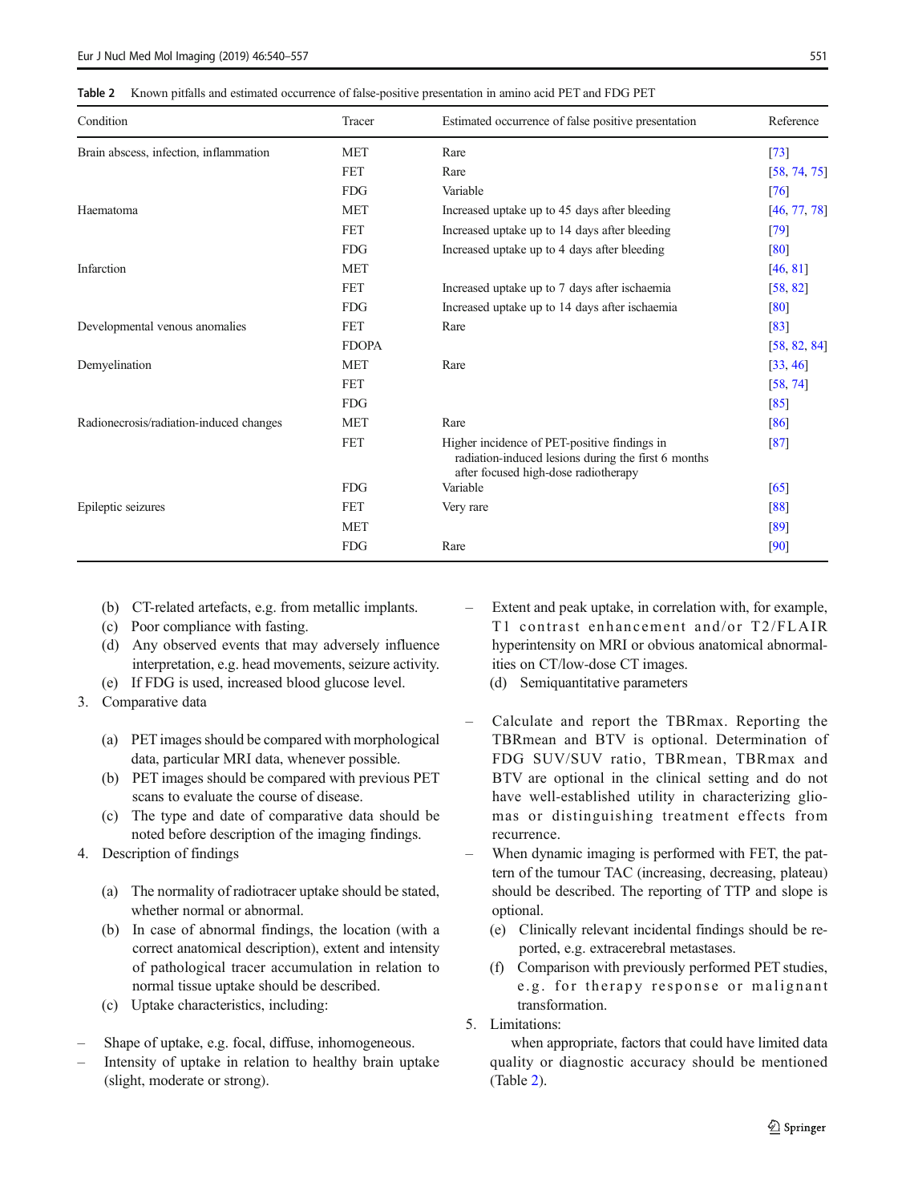**Table 2** Known pitfalls and estimated occurrence of false-positive presentation in amino acid PET and FDG PET

| Condition | Tracer | Estimated occurrence of false positive presentation | Reference |
|---|---|---|---|
| Brain abscess, infection, inflammation | MET | Rare | [73] |
| | FET | Rare | [58, 74, 75] |
| | FDG | Variable | [76] |
| Haematoma | MET | Increased uptake up to 45 days after bleeding | [46, 77, 78] |
| | FET | Increased uptake up to 14 days after bleeding | [79] |
| | FDG | Increased uptake up to 4 days after bleeding | [80] |
| Infarction | MET | | [46, 81] |
| | FET | Increased uptake up to 7 days after ischaemia | [58, 82] |
| | FDG | Increased uptake up to 14 days after ischaemia | [80] |
| Developmental venous anomalies | FET | Rare | [83] |
| | FDOPA | | [58, 82, 84] |
| Demyelination | MET | Rare | [33, 46] |
| | FET | | [58, 74] |
| | FDG | | [85] |
| Radionecrosis/radiation-induced changes | MET | Rare | [86] |
| | FET | Higher incidence of PET-positive findings in radiation-induced lesions during the first 6 months after focused high-dose radiotherapy | [87] |
| | FDG | Variable | [65] |
| Epileptic seizures | FET | Very rare | [88] |
| | MET | | [89] |
| | FDG | Rare | [90] |

(b) CT-related artefacts, e.g. from metallic implants.
(c) Poor compliance with fasting.
(d) Any observed events that may adversely influence interpretation, e.g. head movements, seizure activity.
(e) If FDG is used, increased blood glucose level.

3. Comparative data

(a) PET images should be compared with morphological data, particular MRI data, whenever possible.
(b) PET images should be compared with previous PET scans to evaluate the course of disease.
(c) The type and date of comparative data should be noted before description of the imaging findings.

4. Description of findings

(a) The normality of radiotracer uptake should be stated, whether normal or abnormal.
(b) In case of abnormal findings, the location (with a correct anatomical description), extent and intensity of pathological tracer accumulation in relation to normal tissue uptake should be described.
(c) Uptake characteristics, including:

– Shape of uptake, e.g. focal, diffuse, inhomogeneous.
– Intensity of uptake in relation to healthy brain uptake (slight, moderate or strong).
– Extent and peak uptake, in correlation with, for example, T1 contrast enhancement and/or T2/FLAIR hyperintensity on MRI or obvious anatomical abnormalities on CT/low-dose CT images.

(d) Semiquantitative parameters

– Calculate and report the TBRmax. Reporting the TBRmean and BTV is optional. Determination of FDG SUV/SUV ratio, TBRmean, TBRmax and BTV are optional in the clinical setting and do not have well-established utility in characterizing gliomas or distinguishing treatment effects from recurrence.
– When dynamic imaging is performed with FET, the pattern of the tumour TAC (increasing, decreasing, plateau) should be described. The reporting of TTP and slope is optional.

(e) Clinically relevant incidental findings should be reported, e.g. extracerebral metastases.
(f) Comparison with previously performed PET studies, e.g. for therapy response or malignant transformation.

5. Limitations:

when appropriate, factors that could have limited data quality or diagnostic accuracy should be mentioned (Table 2).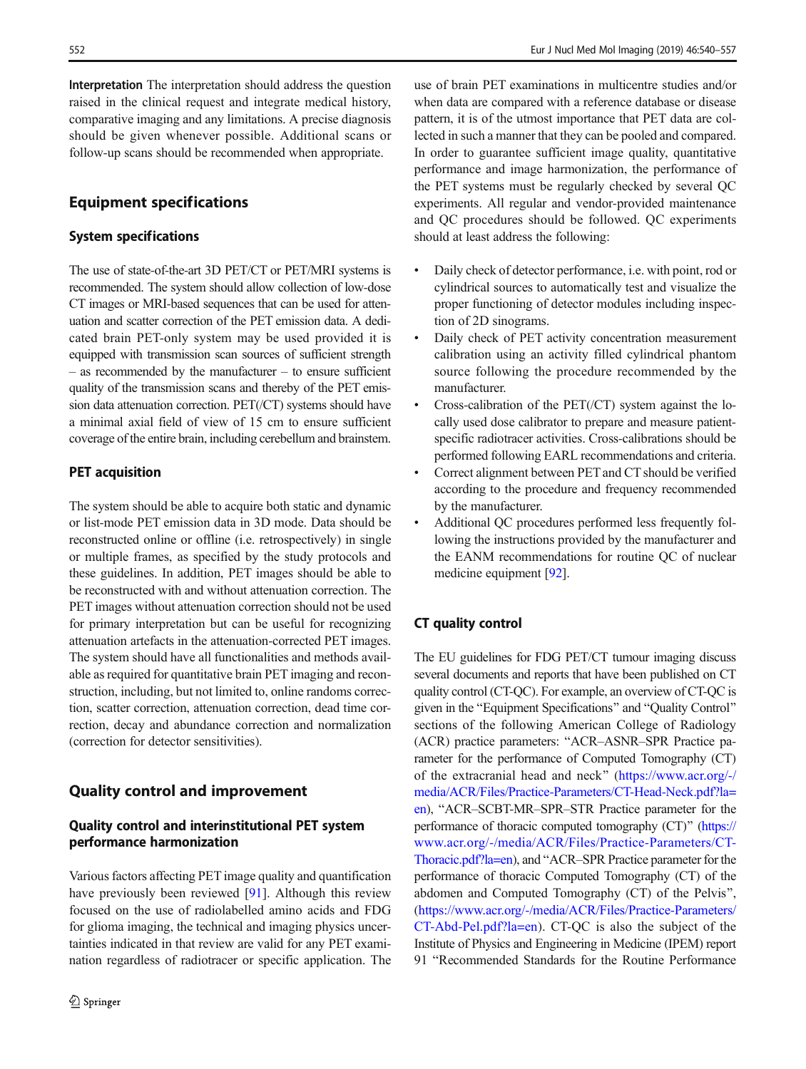**Interpretation** The interpretation should address the question raised in the clinical request and integrate medical history, comparative imaging and any limitations. A precise diagnosis should be given whenever possible. Additional scans or follow-up scans should be recommended when appropriate.

## Equipment specifications

### System specifications

The use of state-of-the-art 3D PET/CT or PET/MRI systems is recommended. The system should allow collection of low-dose CT images or MRI-based sequences that can be used for attenuation and scatter correction of the PET emission data. A dedicated brain PET-only system may be used provided it is equipped with transmission scan sources of sufficient strength – as recommended by the manufacturer – to ensure sufficient quality of the transmission scans and thereby of the PET emission data attenuation correction. PET(/CT) systems should have a minimal axial field of view of 15 cm to ensure sufficient coverage of the entire brain, including cerebellum and brainstem.

### PET acquisition

The system should be able to acquire both static and dynamic or list-mode PET emission data in 3D mode. Data should be reconstructed online or offline (i.e. retrospectively) in single or multiple frames, as specified by the study protocols and these guidelines. In addition, PET images should be able to be reconstructed with and without attenuation correction. The PET images without attenuation correction should not be used for primary interpretation but can be useful for recognizing attenuation artefacts in the attenuation-corrected PET images. The system should have all functionalities and methods available as required for quantitative brain PET imaging and reconstruction, including, but not limited to, online randoms correction, scatter correction, attenuation correction, dead time correction, decay and abundance correction and normalization (correction for detector sensitivities).

## Quality control and improvement

### Quality control and interinstitutional PET system performance harmonization

Various factors affecting PET image quality and quantification have previously been reviewed [91]. Although this review focused on the use of radiolabelled amino acids and FDG for glioma imaging, the technical and imaging physics uncertainties indicated in that review are valid for any PET examination regardless of radiotracer or specific application. The use of brain PET examinations in multicentre studies and/or when data are compared with a reference database or disease pattern, it is of the utmost importance that PET data are collected in such a manner that they can be pooled and compared. In order to guarantee sufficient image quality, quantitative performance and image harmonization, the performance of the PET systems must be regularly checked by several QC experiments. All regular and vendor-provided maintenance and QC procedures should be followed. QC experiments should at least address the following:

- Daily check of detector performance, i.e. with point, rod or cylindrical sources to automatically test and visualize the proper functioning of detector modules including inspection of 2D sinograms.
- Daily check of PET activity concentration measurement calibration using an activity filled cylindrical phantom source following the procedure recommended by the manufacturer.
- Cross-calibration of the PET(/CT) system against the locally used dose calibrator to prepare and measure patient-specific radiotracer activities. Cross-calibrations should be performed following EARL recommendations and criteria.
- Correct alignment between PET and CT should be verified according to the procedure and frequency recommended by the manufacturer.
- Additional QC procedures performed less frequently following the instructions provided by the manufacturer and the EANM recommendations for routine QC of nuclear medicine equipment [92].

### CT quality control

The EU guidelines for FDG PET/CT tumour imaging discuss several documents and reports that have been published on CT quality control (CT-QC). For example, an overview of CT-QC is given in the "Equipment Specifications" and "Quality Control" sections of the following American College of Radiology (ACR) practice parameters: "ACR–ASNR–SPR Practice parameter for the performance of Computed Tomography (CT) of the extracranial head and neck" (https://www.acr.org/-/media/ACR/Files/Practice-Parameters/CT-Head-Neck.pdf?la=en), "ACR–SCBT-MR–SPR–STR Practice parameter for the performance of thoracic computed tomography (CT)" (https://www.acr.org/-/media/ACR/Files/Practice-Parameters/CT-Thoracic.pdf?la=en), and "ACR–SPR Practice parameter for the performance of thoracic Computed Tomography (CT) of the abdomen and Computed Tomography (CT) of the Pelvis", (https://www.acr.org/-/media/ACR/Files/Practice-Parameters/CT-Abd-Pel.pdf?la=en). CT-QC is also the subject of the Institute of Physics and Engineering in Medicine (IPEM) report 91 "Recommended Standards for the Routine Performance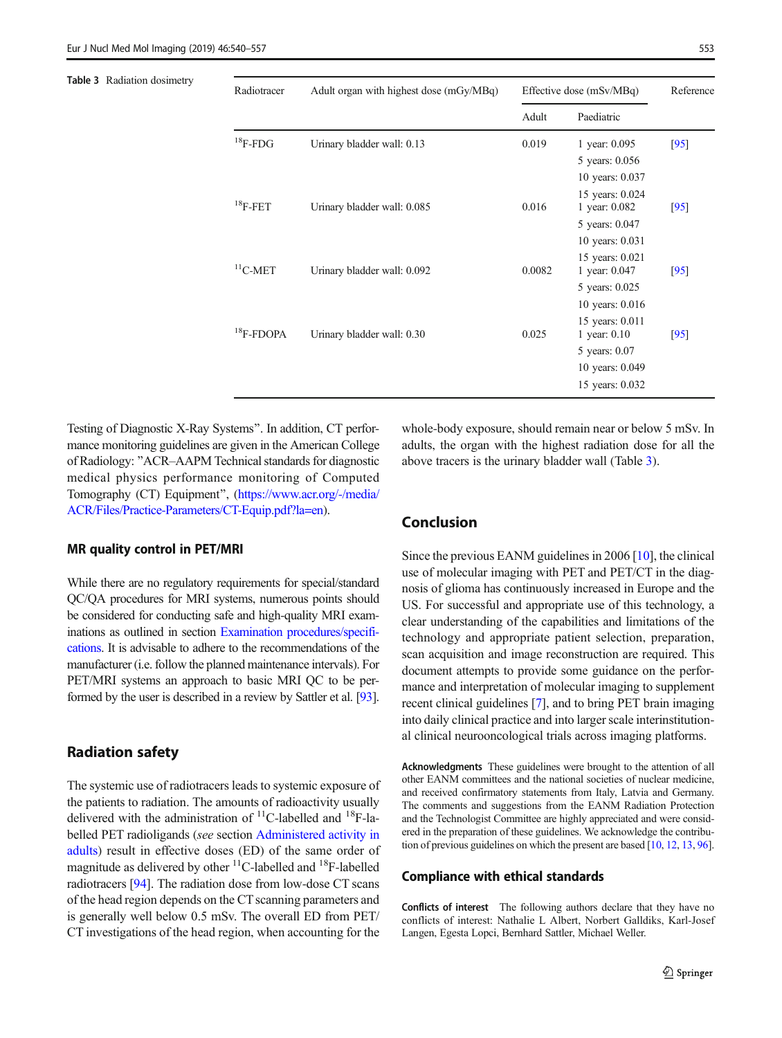**Table 3** Radiation dosimetry

| Radiotracer | Adult organ with highest dose (mGy/MBq) | Effective dose (mSv/MBq) | | Reference |
|---|---|---|---|---|
| | | Adult | Paediatric | |
| $^{18}$F-FDG | Urinary bladder wall: 0.13 | 0.019 | 1 year: 0.095<br>5 years: 0.056<br>10 years: 0.037<br>15 years: 0.024 | [95] |
| $^{18}$F-FET | Urinary bladder wall: 0.085 | 0.016 | 1 year: 0.082<br>5 years: 0.047<br>10 years: 0.031<br>15 years: 0.021 | [95] |
| $^{11}$C-MET | Urinary bladder wall: 0.092 | 0.0082 | 1 year: 0.047<br>5 years: 0.025<br>10 years: 0.016<br>15 years: 0.011 | [95] |
| $^{18}$F-FDOPA | Urinary bladder wall: 0.30 | 0.025 | 1 year: 0.10<br>5 years: 0.07<br>10 years: 0.049<br>15 years: 0.032 | [95] |

Testing of Diagnostic X-Ray Systems". In addition, CT performance monitoring guidelines are given in the American College of Radiology: "ACR–AAPM Technical standards for diagnostic medical physics performance monitoring of Computed Tomography (CT) Equipment", (https://www.acr.org/-/media/ACR/Files/Practice-Parameters/CT-Equip.pdf?la=en).

### MR quality control in PET/MRI

While there are no regulatory requirements for special/standard QC/QA procedures for MRI systems, numerous points should be considered for conducting safe and high-quality MRI examinations as outlined in section Examination procedures/specifications. It is advisable to adhere to the recommendations of the manufacturer (i.e. follow the planned maintenance intervals). For PET/MRI systems an approach to basic MRI QC to be performed by the user is described in a review by Sattler et al. [93].

## Radiation safety

The systemic use of radiotracers leads to systemic exposure of the patients to radiation. The amounts of radioactivity usually delivered with the administration of $^{11}$C-labelled and $^{18}$F-labelled PET radioligands (*see* section Administered activity in adults) result in effective doses (ED) of the same order of magnitude as delivered by other $^{11}$C-labelled and $^{18}$F-labelled radiotracers [94]. The radiation dose from low-dose CT scans of the head region depends on the CT scanning parameters and is generally well below 0.5 mSv. The overall ED from PET/CT investigations of the head region, when accounting for the whole-body exposure, should remain near or below 5 mSv. In adults, the organ with the highest radiation dose for all the above tracers is the urinary bladder wall (Table 3).

## Conclusion

Since the previous EANM guidelines in 2006 [10], the clinical use of molecular imaging with PET and PET/CT in the diagnosis of glioma has continuously increased in Europe and the US. For successful and appropriate use of this technology, a clear understanding of the capabilities and limitations of the technology and appropriate patient selection, preparation, scan acquisition and image reconstruction are required. This document attempts to provide some guidance on the performance and interpretation of molecular imaging to supplement recent clinical guidelines [7], and to bring PET brain imaging into daily clinical practice and into larger scale interinstitutional clinical neurooncological trials across imaging platforms.

**Acknowledgments** These guidelines were brought to the attention of all other EANM committees and the national societies of nuclear medicine, and received confirmatory statements from Italy, Latvia and Germany. The comments and suggestions from the EANM Radiation Protection and the Technologist Committee are highly appreciated and were considered in the preparation of these guidelines. We acknowledge the contribution of previous guidelines on which the present are based [10, 12, 13, 96].

## Compliance with ethical standards

**Conflicts of interest** The following authors declare that they have no conflicts of interest: Nathalie L Albert, Norbert Galldiks, Karl-Josef Langen, Egesta Lopci, Bernhard Sattler, Michael Weller.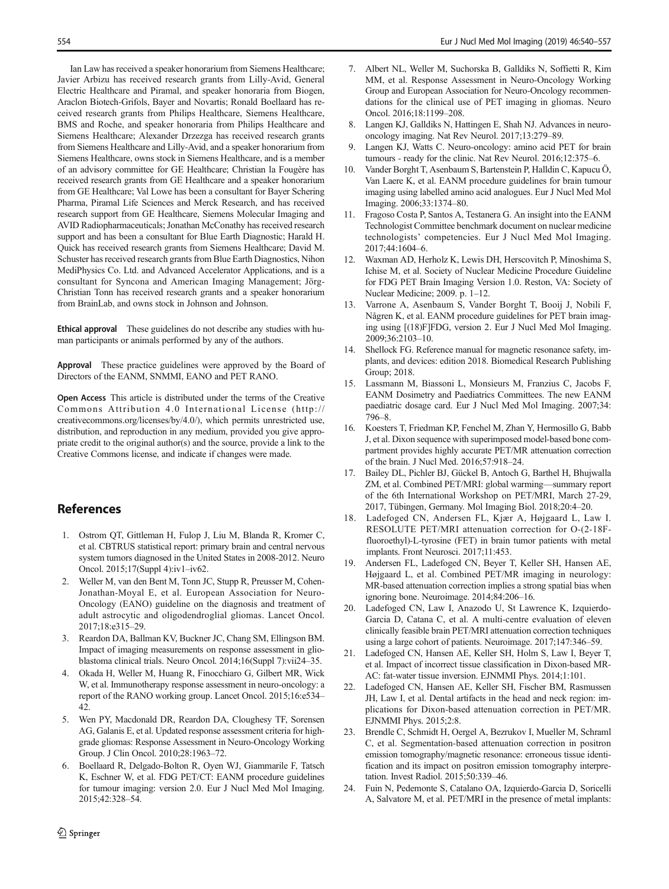Ian Law has received a speaker honorarium from Siemens Healthcare; Javier Arbizu has received research grants from Lilly-Avid, General Electric Healthcare and Piramal, and speaker honoraria from Biogen, Araclon Biotech-Grifols, Bayer and Novartis; Ronald Boellaard has received research grants from Philips Healthcare, Siemens Healthcare, BMS and Roche, and speaker honoraria from Philips Healthcare and Siemens Healthcare; Alexander Drzezga has received research grants from Siemens Healthcare and Lilly-Avid, and a speaker honorarium from Siemens Healthcare, owns stock in Siemens Healthcare, and is a member of an advisory committee for GE Healthcare; Christian la Fougère has received research grants from GE Healthcare and a speaker honorarium from GE Healthcare; Val Lowe has been a consultant for Bayer Schering Pharma, Piramal Life Sciences and Merck Research, and has received research support from GE Healthcare, Siemens Molecular Imaging and AVID Radiopharmaceuticals; Jonathan McConathy has received research support and has been a consultant for Blue Earth Diagnostic; Harald H. Quick has received research grants from Siemens Healthcare; David M. Schuster has received research grants from Blue Earth Diagnostics, Nihon MediPhysics Co. Ltd. and Advanced Accelerator Applications, and is a consultant for Syncona and American Imaging Management; Jörg-Christian Tonn has received research grants and a speaker honorarium from BrainLab, and owns stock in Johnson and Johnson.

**Ethical approval** These guidelines do not describe any studies with human participants or animals performed by any of the authors.

**Approval** These practice guidelines were approved by the Board of Directors of the EANM, SNMMI, EANO and PET RANO.

**Open Access** This article is distributed under the terms of the Creative Commons Attribution 4.0 International License (http://creativecommons.org/licenses/by/4.0/), which permits unrestricted use, distribution, and reproduction in any medium, provided you give appropriate credit to the original author(s) and the source, provide a link to the Creative Commons license, and indicate if changes were made.

## References

1. Ostrom QT, Gittleman H, Fulop J, Liu M, Blanda R, Kromer C, et al. CBTRUS statistical report: primary brain and central nervous system tumors diagnosed in the United States in 2008-2012. Neuro Oncol. 2015;17(Suppl 4):iv1–iv62.
2. Weller M, van den Bent M, Tonn JC, Stupp R, Preusser M, Cohen-Jonathan-Moyal E, et al. European Association for Neuro-Oncology (EANO) guideline on the diagnosis and treatment of adult astrocytic and oligodendroglial gliomas. Lancet Oncol. 2017;18:e315–29.
3. Reardon DA, Ballman KV, Buckner JC, Chang SM, Ellingson BM. Impact of imaging measurements on response assessment in glioblastoma clinical trials. Neuro Oncol. 2014;16(Suppl 7):vii24–35.
4. Okada H, Weller M, Huang R, Finocchiaro G, Gilbert MR, Wick W, et al. Immunotherapy response assessment in neuro-oncology: a report of the RANO working group. Lancet Oncol. 2015;16:e534–42.
5. Wen PY, Macdonald DR, Reardon DA, Cloughesy TF, Sorensen AG, Galanis E, et al. Updated response assessment criteria for high-grade gliomas: Response Assessment in Neuro-Oncology Working Group. J Clin Oncol. 2010;28:1963–72.
6. Boellaard R, Delgado-Bolton R, Oyen WJ, Giammarile F, Tatsch K, Eschner W, et al. FDG PET/CT: EANM procedure guidelines for tumour imaging: version 2.0. Eur J Nucl Med Mol Imaging. 2015;42:328–54.
7. Albert NL, Weller M, Suchorska B, Galldiks N, Soffietti R, Kim MM, et al. Response Assessment in Neuro-Oncology Working Group and European Association for Neuro-Oncology recommendations for the clinical use of PET imaging in gliomas. Neuro Oncol. 2016;18:1199–208.
8. Langen KJ, Galldiks N, Hattingen E, Shah NJ. Advances in neuro-oncology imaging. Nat Rev Neurol. 2017;13:279–89.
9. Langen KJ, Watts C. Neuro-oncology: amino acid PET for brain tumours - ready for the clinic. Nat Rev Neurol. 2016;12:375–6.
10. Vander Borght T, Asenbaum S, Bartenstein P, Halldin C, Kapucu Ö, Van Laere K, et al. EANM procedure guidelines for brain tumour imaging using labelled amino acid analogues. Eur J Nucl Med Mol Imaging. 2006;33:1374–80.
11. Fragoso Costa P, Santos A, Testanera G. An insight into the EANM Technologist Committee benchmark document on nuclear medicine technologists' competencies. Eur J Nucl Med Mol Imaging. 2017;44:1604–6.
12. Waxman AD, Herholz K, Lewis DH, Herscovitch P, Minoshima S, Ichise M, et al. Society of Nuclear Medicine Procedure Guideline for FDG PET Brain Imaging Version 1.0. Reston, VA: Society of Nuclear Medicine; 2009. p. 1–12.
13. Varrone A, Asenbaum S, Vander Borght T, Booij J, Nobili F, Någren K, et al. EANM procedure guidelines for PET brain imaging using [(18)F]FDG, version 2. Eur J Nucl Med Mol Imaging. 2009;36:2103–10.
14. Shellock FG. Reference manual for magnetic resonance safety, implants, and devices: edition 2018. Biomedical Research Publishing Group; 2018.
15. Lassmann M, Biassoni L, Monsieurs M, Franzius C, Jacobs F, EANM Dosimetry and Paediatrics Committees. The new EANM paediatric dosage card. Eur J Nucl Med Mol Imaging. 2007;34:796–8.
16. Koesters T, Friedman KP, Fenchel M, Zhan Y, Hermosillo G, Babb J, et al. Dixon sequence with superimposed model-based bone compartment provides highly accurate PET/MR attenuation correction of the brain. J Nucl Med. 2016;57:918–24.
17. Bailey DL, Pichler BJ, Gückel B, Antoch G, Barthel H, Bhujwalla ZM, et al. Combined PET/MRI: global warming—summary report of the 6th International Workshop on PET/MRI, March 27-29, 2017, Tübingen, Germany. Mol Imaging Biol. 2018;20:4–20.
18. Ladefoged CN, Andersen FL, Kjær A, Højgaard L, Law I. RESOLUTE PET/MRI attenuation correction for O-(2-18F-fluoroethyl)-L-tyrosine (FET) in brain tumor patients with metal implants. Front Neurosci. 2017;11:453.
19. Andersen FL, Ladefoged CN, Beyer T, Keller SH, Hansen AE, Højgaard L, et al. Combined PET/MR imaging in neurology: MR-based attenuation correction implies a strong spatial bias when ignoring bone. Neuroimage. 2014;84:206–16.
20. Ladefoged CN, Law I, Anazodo U, St Lawrence K, Izquierdo-Garcia D, Catana C, et al. A multi-centre evaluation of eleven clinically feasible brain PET/MRI attenuation correction techniques using a large cohort of patients. Neuroimage. 2017;147:346–59.
21. Ladefoged CN, Hansen AE, Keller SH, Holm S, Law I, Beyer T, et al. Impact of incorrect tissue classification in Dixon-based MR-AC: fat-water tissue inversion. EJNMMI Phys. 2014;1:101.
22. Ladefoged CN, Hansen AE, Keller SH, Fischer BM, Rasmussen JH, Law I, et al. Dental artifacts in the head and neck region: implications for Dixon-based attenuation correction in PET/MR. EJNMMI Phys. 2015;2:8.
23. Brendle C, Schmidt H, Oergel A, Bezrukov I, Mueller M, Schraml C, et al. Segmentation-based attenuation correction in positron emission tomography/magnetic resonance: erroneous tissue identification and its impact on positron emission tomography interpretation. Invest Radiol. 2015;50:339–46.
24. Fuin N, Pedemonte S, Catalano OA, Izquierdo-Garcia D, Soricelli A, Salvatore M, et al. PET/MRI in the presence of metal implants: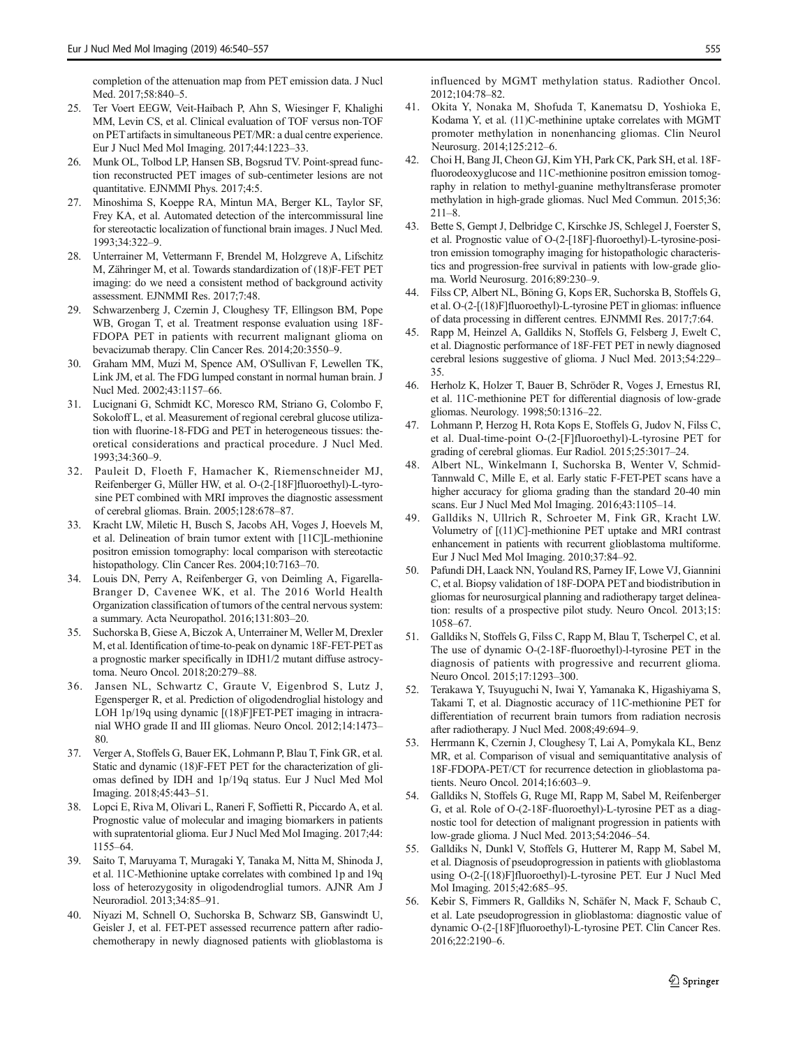completion of the attenuation map from PET emission data. J Nucl Med. 2017;58:840–5.

25. Ter Voert EEGW, Veit-Haibach P, Ahn S, Wiesinger F, Khalighi MM, Levin CS, et al. Clinical evaluation of TOF versus non-TOF on PET artifacts in simultaneous PET/MR: a dual centre experience. Eur J Nucl Med Mol Imaging. 2017;44:1223–33.
26. Munk OL, Tolbod LP, Hansen SB, Bogsrud TV. Point-spread function reconstructed PET images of sub-centimeter lesions are not quantitative. EJNMMI Phys. 2017;4:5.
27. Minoshima S, Koeppe RA, Mintun MA, Berger KL, Taylor SF, Frey KA, et al. Automated detection of the intercommissural line for stereotactic localization of functional brain images. J Nucl Med. 1993;34:322–9.
28. Unterrainer M, Vettermann F, Brendel M, Holzgreve A, Lifschitz M, Zähringer M, et al. Towards standardization of (18)F-FET PET imaging: do we need a consistent method of background activity assessment. EJNMMI Res. 2017;7:48.
29. Schwarzenberg J, Czernin J, Cloughesy TF, Ellingson BM, Pope WB, Grogan T, et al. Treatment response evaluation using 18F-FDOPA PET in patients with recurrent malignant glioma on bevacizumab therapy. Clin Cancer Res. 2014;20:3550–9.
30. Graham MM, Muzi M, Spence AM, O'Sullivan F, Lewellen TK, Link JM, et al. The FDG lumped constant in normal human brain. J Nucl Med. 2002;43:1157–66.
31. Lucignani G, Schmidt KC, Moresco RM, Striano G, Colombo F, Sokoloff L, et al. Measurement of regional cerebral glucose utilization with fluorine-18-FDG and PET in heterogeneous tissues: theoretical considerations and practical procedure. J Nucl Med. 1993;34:360–9.
32. Pauleit D, Floeth F, Hamacher K, Riemenschneider MJ, Reifenberger G, Müller HW, et al. O-(2-[18F]fluoroethyl)-L-tyrosine PET combined with MRI improves the diagnostic assessment of cerebral gliomas. Brain. 2005;128:678–87.
33. Kracht LW, Miletic H, Busch S, Jacobs AH, Voges J, Hoevels M, et al. Delineation of brain tumor extent with [11C]L-methionine positron emission tomography: local comparison with stereotactic histopathology. Clin Cancer Res. 2004;10:7163–70.
34. Louis DN, Perry A, Reifenberger G, von Deimling A, Figarella-Branger D, Cavenee WK, et al. The 2016 World Health Organization classification of tumors of the central nervous system: a summary. Acta Neuropathol. 2016;131:803–20.
35. Suchorska B, Giese A, Biczok A, Unterrainer M, Weller M, Drexler M, et al. Identification of time-to-peak on dynamic 18F-FET-PET as a prognostic marker specifically in IDH1/2 mutant diffuse astrocytoma. Neuro Oncol. 2018;20:279–88.
36. Jansen NL, Schwartz C, Graute V, Eigenbrod S, Lutz J, Egensperger R, et al. Prediction of oligodendroglial histology and LOH 1p/19q using dynamic [(18)F]FET-PET imaging in intracranial WHO grade II and III gliomas. Neuro Oncol. 2012;14:1473–80.
37. Verger A, Stoffels G, Bauer EK, Lohmann P, Blau T, Fink GR, et al. Static and dynamic (18)F-FET PET for the characterization of gliomas defined by IDH and 1p/19q status. Eur J Nucl Med Mol Imaging. 2018;45:443–51.
38. Lopci E, Riva M, Olivari L, Raneri F, Soffietti R, Piccardo A, et al. Prognostic value of molecular and imaging biomarkers in patients with supratentorial glioma. Eur J Nucl Med Mol Imaging. 2017;44:1155–64.
39. Saito T, Maruyama T, Muragaki Y, Tanaka M, Nitta M, Shinoda J, et al. 11C-Methionine uptake correlates with combined 1p and 19q loss of heterozygosity in oligodendroglial tumors. AJNR Am J Neuroradiol. 2013;34:85–91.
40. Niyazi M, Schnell O, Suchorska B, Schwarz SB, Ganswindt U, Geisler J, et al. FET-PET assessed recurrence pattern after radiochemotherapy in newly diagnosed patients with glioblastoma is influenced by MGMT methylation status. Radiother Oncol. 2012;104:78–82.
41. Okita Y, Nonaka M, Shofuda T, Kanematsu D, Yoshioka E, Kodama Y, et al. (11)C-methinine uptake correlates with MGMT promoter methylation in nonenhancing gliomas. Clin Neurol Neurosurg. 2014;125:212–6.
42. Choi H, Bang JI, Cheon GJ, Kim YH, Park CK, Park SH, et al. 18F-fluorodeoxyglucose and 11C-methionine positron emission tomography in relation to methyl-guanine methyltransferase promoter methylation in high-grade gliomas. Nucl Med Commun. 2015;36:211–8.
43. Bette S, Gempt J, Delbridge C, Kirschke JS, Schlegel J, Foerster S, et al. Prognostic value of O-(2-[18F]-fluoroethyl)-L-tyrosine-positron emission tomography imaging for histopathologic characteristics and progression-free survival in patients with low-grade glioma. World Neurosurg. 2016;89:230–9.
44. Filss CP, Albert NL, Böning G, Kops ER, Suchorska B, Stoffels G, et al. O-(2-[(18)F]fluoroethyl)-L-tyrosine PET in gliomas: influence of data processing in different centres. EJNMMI Res. 2017;7:64.
45. Rapp M, Heinzel A, Galldiks N, Stoffels G, Felsberg J, Ewelt C, et al. Diagnostic performance of 18F-FET PET in newly diagnosed cerebral lesions suggestive of glioma. J Nucl Med. 2013;54:229–35.
46. Herholz K, Holzer T, Bauer B, Schröder R, Voges J, Ernestus RI, et al. 11C-methionine PET for differential diagnosis of low-grade gliomas. Neurology. 1998;50:1316–22.
47. Lohmann P, Herzog H, Rota Kops E, Stoffels G, Judov N, Filss C, et al. Dual-time-point O-(2-[F]fluoroethyl)-L-tyrosine PET for grading of cerebral gliomas. Eur Radiol. 2015;25:3017–24.
48. Albert NL, Winkelmann I, Suchorska B, Wenter V, Schmid-Tannwald C, Mille E, et al. Early static F-FET-PET scans have a higher accuracy for glioma grading than the standard 20-40 min scans. Eur J Nucl Med Mol Imaging. 2016;43:1105–14.
49. Galldiks N, Ullrich R, Schroeter M, Fink GR, Kracht LW. Volumetry of [(11)C]-methionine PET uptake and MRI contrast enhancement in patients with recurrent glioblastoma multiforme. Eur J Nucl Med Mol Imaging. 2010;37:84–92.
50. Pafundi DH, Laack NN, Youland RS, Parney IF, Lowe VJ, Giannini C, et al. Biopsy validation of 18F-DOPA PET and biodistribution in gliomas for neurosurgical planning and radiotherapy target delineation: results of a prospective pilot study. Neuro Oncol. 2013;15:1058–67.
51. Galldiks N, Stoffels G, Filss C, Rapp M, Blau T, Tscherpel C, et al. The use of dynamic O-(2-18F-fluoroethyl)-l-tyrosine PET in the diagnosis of patients with progressive and recurrent glioma. Neuro Oncol. 2015;17:1293–300.
52. Terakawa Y, Tsuyuguchi N, Iwai Y, Yamanaka K, Higashiyama S, Takami T, et al. Diagnostic accuracy of 11C-methionine PET for differentiation of recurrent brain tumors from radiation necrosis after radiotherapy. J Nucl Med. 2008;49:694–9.
53. Herrmann K, Czernin J, Cloughesy T, Lai A, Pomykala KL, Benz MR, et al. Comparison of visual and semiquantitative analysis of 18F-FDOPA-PET/CT for recurrence detection in glioblastoma patients. Neuro Oncol. 2014;16:603–9.
54. Galldiks N, Stoffels G, Ruge MI, Rapp M, Sabel M, Reifenberger G, et al. Role of O-(2-18F-fluoroethyl)-L-tyrosine PET as a diagnostic tool for detection of malignant progression in patients with low-grade glioma. J Nucl Med. 2013;54:2046–54.
55. Galldiks N, Dunkl V, Stoffels G, Hutterer M, Rapp M, Sabel M, et al. Diagnosis of pseudoprogression in patients with glioblastoma using O-(2-[(18)F]fluoroethyl)-L-tyrosine PET. Eur J Nucl Med Mol Imaging. 2015;42:685–95.
56. Kebir S, Fimmers R, Galldiks N, Schäfer N, Mack F, Schaub C, et al. Late pseudoprogression in glioblastoma: diagnostic value of dynamic O-(2-[18F]fluoroethyl)-L-tyrosine PET. Clin Cancer Res. 2016;22:2190–6.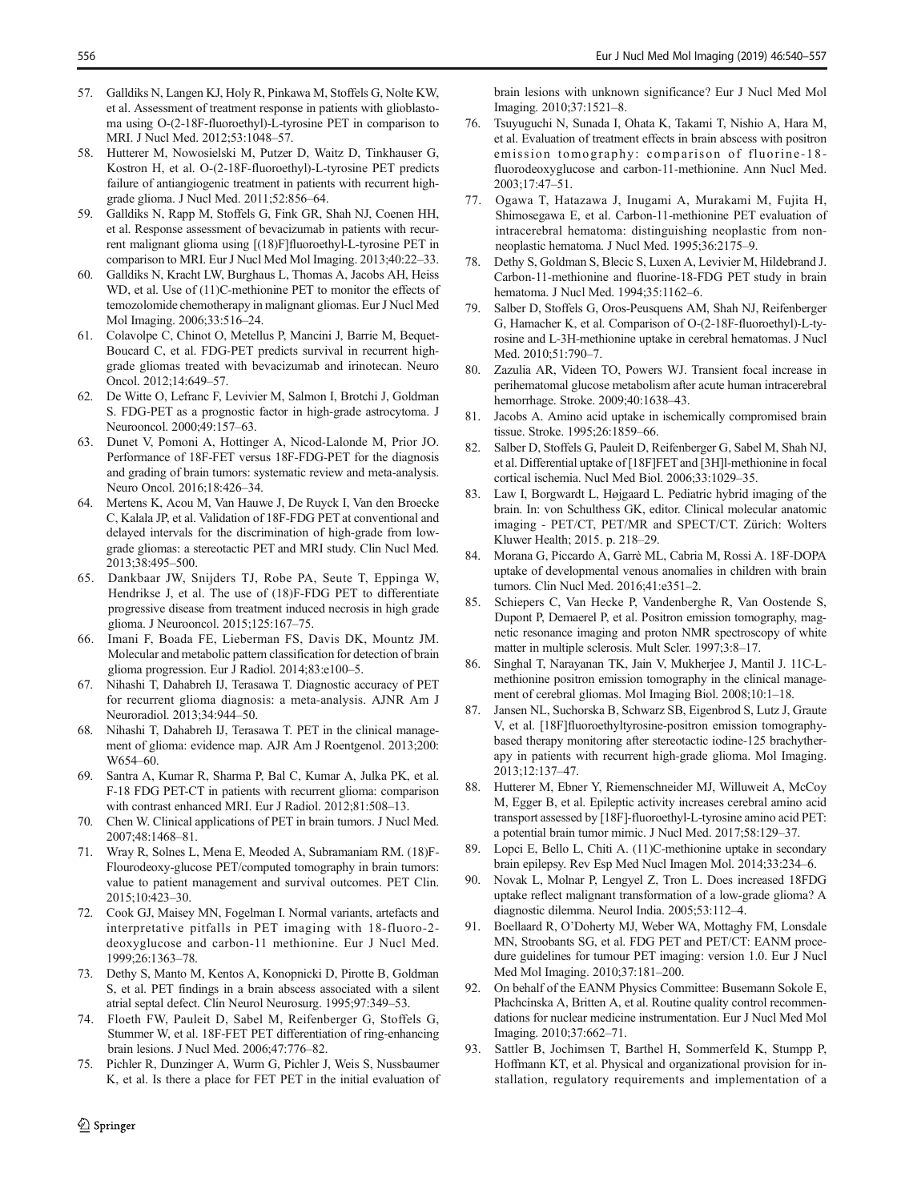57. Galldiks N, Langen KJ, Holy R, Pinkawa M, Stoffels G, Nolte KW, et al. Assessment of treatment response in patients with glioblastoma using O-(2-18F-fluoroethyl)-L-tyrosine PET in comparison to MRI. J Nucl Med. 2012;53:1048–57.
58. Hutterer M, Nowosielski M, Putzer D, Waitz D, Tinkhauser G, Kostron H, et al. O-(2-18F-fluoroethyl)-L-tyrosine PET predicts failure of antiangiogenic treatment in patients with recurrent high-grade glioma. J Nucl Med. 2011;52:856–64.
59. Galldiks N, Rapp M, Stoffels G, Fink GR, Shah NJ, Coenen HH, et al. Response assessment of bevacizumab in patients with recurrent malignant glioma using [(18)F]fluoroethyl-L-tyrosine PET in comparison to MRI. Eur J Nucl Med Mol Imaging. 2013;40:22–33.
60. Galldiks N, Kracht LW, Burghaus L, Thomas A, Jacobs AH, Heiss WD, et al. Use of (11)C-methionine PET to monitor the effects of temozolomide chemotherapy in malignant gliomas. Eur J Nucl Med Mol Imaging. 2006;33:516–24.
61. Colavolpe C, Chinot O, Metellus P, Mancini J, Barrie M, Bequet-Boucard C, et al. FDG-PET predicts survival in recurrent high-grade gliomas treated with bevacizumab and irinotecan. Neuro Oncol. 2012;14:649–57.
62. De Witte O, Lefranc F, Levivier M, Salmon I, Brotchi J, Goldman S. FDG-PET as a prognostic factor in high-grade astrocytoma. J Neurooncol. 2000;49:157–63.
63. Dunet V, Pomoni A, Hottinger A, Nicod-Lalonde M, Prior JO. Performance of 18F-FET versus 18F-FDG-PET for the diagnosis and grading of brain tumors: systematic review and meta-analysis. Neuro Oncol. 2016;18:426–34.
64. Mertens K, Acou M, Van Hauwe J, De Ruyck I, Van den Broecke C, Kalala JP, et al. Validation of 18F-FDG PET at conventional and delayed intervals for the discrimination of high-grade from low-grade gliomas: a stereotactic PET and MRI study. Clin Nucl Med. 2013;38:495–500.
65. Dankbaar JW, Snijders TJ, Robe PA, Seute T, Eppinga W, Hendrikse J, et al. The use of (18)F-FDG PET to differentiate progressive disease from treatment induced necrosis in high grade glioma. J Neurooncol. 2015;125:167–75.
66. Imani F, Boada FE, Lieberman FS, Davis DK, Mountz JM. Molecular and metabolic pattern classification for detection of brain glioma progression. Eur J Radiol. 2014;83:e100–5.
67. Nihashi T, Dahabreh IJ, Terasawa T. Diagnostic accuracy of PET for recurrent glioma diagnosis: a meta-analysis. AJNR Am J Neuroradiol. 2013;34:944–50.
68. Nihashi T, Dahabreh IJ, Terasawa T. PET in the clinical management of glioma: evidence map. AJR Am J Roentgenol. 2013;200: W654–60.
69. Santra A, Kumar R, Sharma P, Bal C, Kumar A, Julka PK, et al. F-18 FDG PET-CT in patients with recurrent glioma: comparison with contrast enhanced MRI. Eur J Radiol. 2012;81:508–13.
70. Chen W. Clinical applications of PET in brain tumors. J Nucl Med. 2007;48:1468–81.
71. Wray R, Solnes L, Mena E, Meoded A, Subramaniam RM. (18)F-Flourodeoxy-glucose PET/computed tomography in brain tumors: value to patient management and survival outcomes. PET Clin. 2015;10:423–30.
72. Cook GJ, Maisey MN, Fogelman I. Normal variants, artefacts and interpretative pitfalls in PET imaging with 18-fluoro-2-deoxyglucose and carbon-11 methionine. Eur J Nucl Med. 1999;26:1363–78.
73. Dethy S, Manto M, Kentos A, Konopnicki D, Pirotte B, Goldman S, et al. PET findings in a brain abscess associated with a silent atrial septal defect. Clin Neurol Neurosurg. 1995;97:349–53.
74. Floeth FW, Pauleit D, Sabel M, Reifenberger G, Stoffels G, Stummer W, et al. 18F-FET PET differentiation of ring-enhancing brain lesions. J Nucl Med. 2006;47:776–82.
75. Pichler R, Dunzinger A, Wurm G, Pichler J, Weis S, Nussbaumer K, et al. Is there a place for FET PET in the initial evaluation of brain lesions with unknown significance? Eur J Nucl Med Mol Imaging. 2010;37:1521–8.
76. Tsuyuguchi N, Sunada I, Ohata K, Takami T, Nishio A, Hara M, et al. Evaluation of treatment effects in brain abscess with positron emission tomography: comparison of fluorine-18-fluorodeoxyglucose and carbon-11-methionine. Ann Nucl Med. 2003;17:47–51.
77. Ogawa T, Hatazawa J, Inugami A, Murakami M, Fujita H, Shimosegawa E, et al. Carbon-11-methionine PET evaluation of intracerebral hematoma: distinguishing neoplastic from non-neoplastic hematoma. J Nucl Med. 1995;36:2175–9.
78. Dethy S, Goldman S, Blecic S, Luxen A, Levivier M, Hildebrand J. Carbon-11-methionine and fluorine-18-FDG PET study in brain hematoma. J Nucl Med. 1994;35:1162–6.
79. Salber D, Stoffels G, Oros-Peusquens AM, Shah NJ, Reifenberger G, Hamacher K, et al. Comparison of O-(2-18F-fluoroethyl)-L-tyrosine and L-3H-methionine uptake in cerebral hematomas. J Nucl Med. 2010;51:790–7.
80. Zazulia AR, Videen TO, Powers WJ. Transient focal increase in perihematomal glucose metabolism after acute human intracerebral hemorrhage. Stroke. 2009;40:1638–43.
81. Jacobs A. Amino acid uptake in ischemically compromised brain tissue. Stroke. 1995;26:1859–66.
82. Salber D, Stoffels G, Pauleit D, Reifenberger G, Sabel M, Shah NJ, et al. Differential uptake of [18F]FET and [3H]l-methionine in focal cortical ischemia. Nucl Med Biol. 2006;33:1029–35.
83. Law I, Borgwardt L, Højgaard L. Pediatric hybrid imaging of the brain. In: von Schulthess GK, editor. Clinical molecular anatomic imaging - PET/CT, PET/MR and SPECT/CT. Zürich: Wolters Kluwer Health; 2015. p. 218–29.
84. Morana G, Piccardo A, Garrè ML, Cabria M, Rossi A. 18F-DOPA uptake of developmental venous anomalies in children with brain tumors. Clin Nucl Med. 2016;41:e351–2.
85. Schiepers C, Van Hecke P, Vandenberghe R, Van Oostende S, Dupont P, Demaerel P, et al. Positron emission tomography, magnetic resonance imaging and proton NMR spectroscopy of white matter in multiple sclerosis. Mult Scler. 1997;3:8–17.
86. Singhal T, Narayanan TK, Jain V, Mukherjee J, Mantil J. 11C-L-methionine positron emission tomography in the clinical management of cerebral gliomas. Mol Imaging Biol. 2008;10:1–18.
87. Jansen NL, Suchorska B, Schwarz SB, Eigenbrod S, Lutz J, Graute V, et al. [18F]fluoroethyltyrosine-positron emission tomography-based therapy monitoring after stereotactic iodine-125 brachytherapy in patients with recurrent high-grade glioma. Mol Imaging. 2013;12:137–47.
88. Hutterer M, Ebner Y, Riemenschneider MJ, Willuweit A, McCoy M, Egger B, et al. Epileptic activity increases cerebral amino acid transport assessed by [18F]-fluoroethyl-L-tyrosine amino acid PET: a potential brain tumor mimic. J Nucl Med. 2017;58:129–37.
89. Lopci E, Bello L, Chiti A. (11)C-methionine uptake in secondary brain epilepsy. Rev Esp Med Nucl Imagen Mol. 2014;33:234–6.
90. Novak L, Molnar P, Lengyel Z, Tron L. Does increased 18FDG uptake reflect malignant transformation of a low-grade glioma? A diagnostic dilemma. Neurol India. 2005;53:112–4.
91. Boellaard R, O'Doherty MJ, Weber WA, Mottaghy FM, Lonsdale MN, Stroobants SG, et al. FDG PET and PET/CT: EANM procedure guidelines for tumour PET imaging: version 1.0. Eur J Nucl Med Mol Imaging. 2010;37:181–200.
92. On behalf of the EANM Physics Committee: Busemann Sokole E, Płachcínska A, Britten A, et al. Routine quality control recommendations for nuclear medicine instrumentation. Eur J Nucl Med Mol Imaging. 2010;37:662–71.
93. Sattler B, Jochimsen T, Barthel H, Sommerfeld K, Stumpp P, Hoffmann KT, et al. Physical and organizational provision for installation, regulatory requirements and implementation of a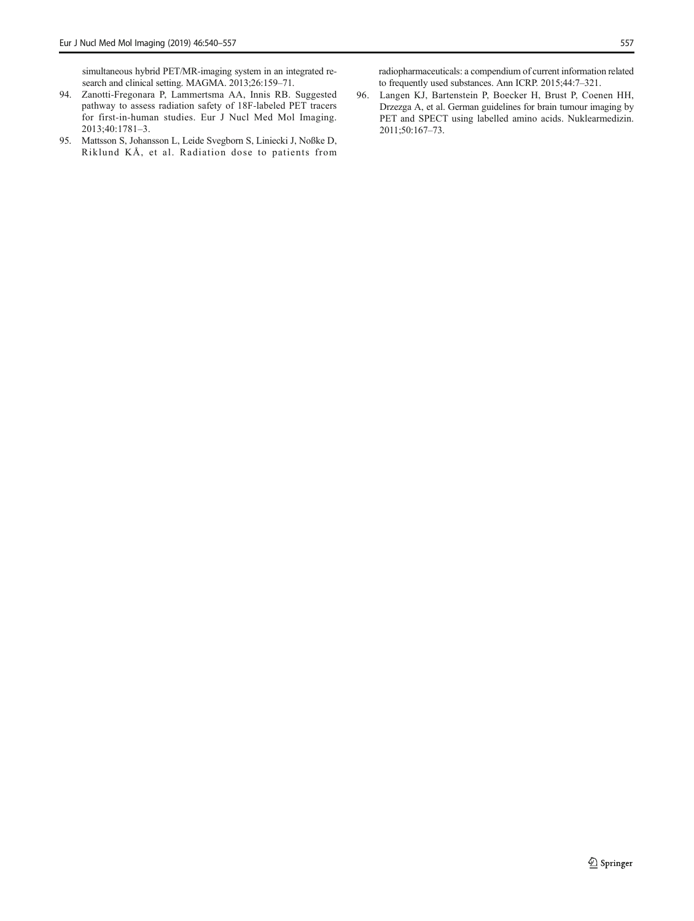simultaneous hybrid PET/MR-imaging system in an integrated research and clinical setting. MAGMA. 2013;26:159–71.

94. Zanotti-Fregonara P, Lammertsma AA, Innis RB. Suggested pathway to assess radiation safety of 18F-labeled PET tracers for first-in-human studies. Eur J Nucl Med Mol Imaging. 2013;40:1781–3.
95. Mattsson S, Johansson L, Leide Svegborn S, Liniecki J, Noßke D, Riklund KÅ, et al. Radiation dose to patients from radiopharmaceuticals: a compendium of current information related to frequently used substances. Ann ICRP. 2015;44:7–321.
96. Langen KJ, Bartenstein P, Boecker H, Brust P, Coenen HH, Drzezga A, et al. German guidelines for brain tumour imaging by PET and SPECT using labelled amino acids. Nuklearmedizin. 2011;50:167–73.